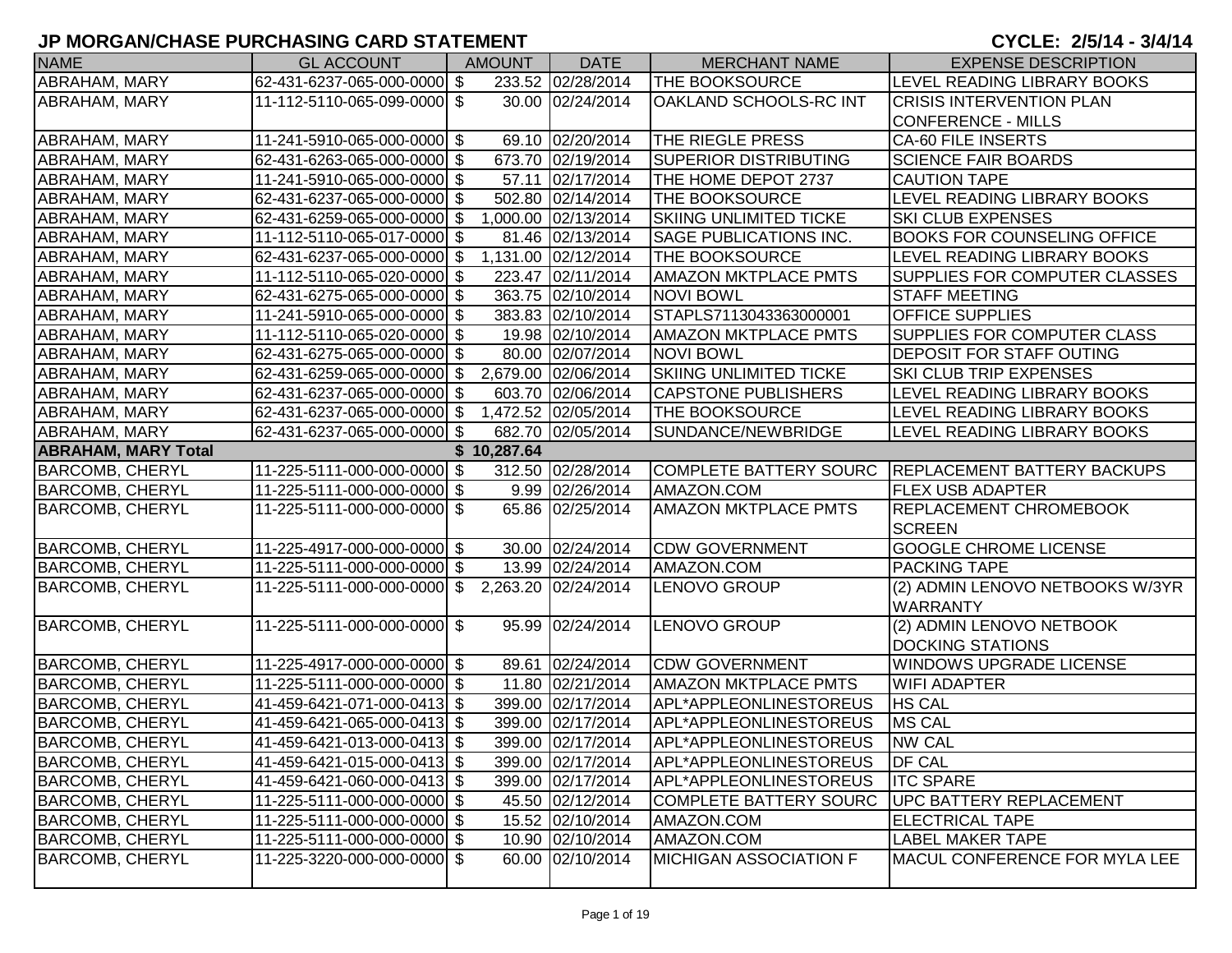# JP MORGAN/CHASE PURCHASING CARD STATEMENT

**CYCLE: 2/5/14 - 3/4/14**

| NAME | GL ACCOUNT | AMOUNT | DATE | MERCHANT NAME | EXPENSE DESCRIPTION |
|---|---|---|---|---|---|
| ABRAHAM, MARY | 62-431-6237-065-000-0000 | $ 233.52 | 02/28/2014 | THE BOOKSOURCE | LEVEL READING LIBRARY BOOKS |
| ABRAHAM, MARY | 11-112-5110-065-099-0000 | $ 30.00 | 02/24/2014 | OAKLAND SCHOOLS-RC INT | CRISIS INTERVENTION PLAN CONFERENCE - MILLS |
| ABRAHAM, MARY | 11-241-5910-065-000-0000 | $ 69.10 | 02/20/2014 | THE RIEGLE PRESS | CA-60 FILE INSERTS |
| ABRAHAM, MARY | 62-431-6263-065-000-0000 | $ 673.70 | 02/19/2014 | SUPERIOR DISTRIBUTING | SCIENCE FAIR BOARDS |
| ABRAHAM, MARY | 11-241-5910-065-000-0000 | $ 57.11 | 02/17/2014 | THE HOME DEPOT 2737 | CAUTION TAPE |
| ABRAHAM, MARY | 62-431-6237-065-000-0000 | $ 502.80 | 02/14/2014 | THE BOOKSOURCE | LEVEL READING LIBRARY BOOKS |
| ABRAHAM, MARY | 62-431-6259-065-000-0000 | $ 1,000.00 | 02/13/2014 | SKIING UNLIMITED TICKE | SKI CLUB EXPENSES |
| ABRAHAM, MARY | 11-112-5110-065-017-0000 | $ 81.46 | 02/13/2014 | SAGE PUBLICATIONS INC. | BOOKS FOR COUNSELING OFFICE |
| ABRAHAM, MARY | 62-431-6237-065-000-0000 | $ 1,131.00 | 02/12/2014 | THE BOOKSOURCE | LEVEL READING LIBRARY BOOKS |
| ABRAHAM, MARY | 11-112-5110-065-020-0000 | $ 223.47 | 02/11/2014 | AMAZON MKTPLACE PMTS | SUPPLIES FOR COMPUTER CLASSES |
| ABRAHAM, MARY | 62-431-6275-065-000-0000 | $ 363.75 | 02/10/2014 | NOVI BOWL | STAFF MEETING |
| ABRAHAM, MARY | 11-241-5910-065-000-0000 | $ 383.83 | 02/10/2014 | STAPLS7113043363000001 | OFFICE SUPPLIES |
| ABRAHAM, MARY | 11-112-5110-065-020-0000 | $ 19.98 | 02/10/2014 | AMAZON MKTPLACE PMTS | SUPPLIES FOR COMPUTER CLASS |
| ABRAHAM, MARY | 62-431-6275-065-000-0000 | $ 80.00 | 02/07/2014 | NOVI BOWL | DEPOSIT FOR STAFF OUTING |
| ABRAHAM, MARY | 62-431-6259-065-000-0000 | $ 2,679.00 | 02/06/2014 | SKIING UNLIMITED TICKE | SKI CLUB TRIP EXPENSES |
| ABRAHAM, MARY | 62-431-6237-065-000-0000 | $ 603.70 | 02/06/2014 | CAPSTONE PUBLISHERS | LEVEL READING LIBRARY BOOKS |
| ABRAHAM, MARY | 62-431-6237-065-000-0000 | $ 1,472.52 | 02/05/2014 | THE BOOKSOURCE | LEVEL READING LIBRARY BOOKS |
| ABRAHAM, MARY | 62-431-6237-065-000-0000 | $ 682.70 | 02/05/2014 | SUNDANCE/NEWBRIDGE | LEVEL READING LIBRARY BOOKS |
| **ABRAHAM, MARY Total** | | **$ 10,287.64** | | | |
| BARCOMB, CHERYL | 11-225-5111-000-000-0000 | $ 312.50 | 02/28/2014 | COMPLETE BATTERY SOURC | REPLACEMENT BATTERY BACKUPS |
| BARCOMB, CHERYL | 11-225-5111-000-000-0000 | $ 9.99 | 02/26/2014 | AMAZON.COM | FLEX USB ADAPTER |
| BARCOMB, CHERYL | 11-225-5111-000-000-0000 | $ 65.86 | 02/25/2014 | AMAZON MKTPLACE PMTS | REPLACEMENT CHROMEBOOK SCREEN |
| BARCOMB, CHERYL | 11-225-4917-000-000-0000 | $ 30.00 | 02/24/2014 | CDW GOVERNMENT | GOOGLE CHROME LICENSE |
| BARCOMB, CHERYL | 11-225-5111-000-000-0000 | $ 13.99 | 02/24/2014 | AMAZON.COM | PACKING TAPE |
| BARCOMB, CHERYL | 11-225-5111-000-000-0000 | $ 2,263.20 | 02/24/2014 | LENOVO GROUP | (2) ADMIN LENOVO NETBOOKS W/3YR WARRANTY |
| BARCOMB, CHERYL | 11-225-5111-000-000-0000 | $ 95.99 | 02/24/2014 | LENOVO GROUP | (2) ADMIN LENOVO NETBOOK DOCKING STATIONS |
| BARCOMB, CHERYL | 11-225-4917-000-000-0000 | $ 89.61 | 02/24/2014 | CDW GOVERNMENT | WINDOWS UPGRADE LICENSE |
| BARCOMB, CHERYL | 11-225-5111-000-000-0000 | $ 11.80 | 02/21/2014 | AMAZON MKTPLACE PMTS | WIFI ADAPTER |
| BARCOMB, CHERYL | 41-459-6421-071-000-0413 | $ 399.00 | 02/17/2014 | APL*APPLEONLINESTOREUS | HS CAL |
| BARCOMB, CHERYL | 41-459-6421-065-000-0413 | $ 399.00 | 02/17/2014 | APL*APPLEONLINESTOREUS | MS CAL |
| BARCOMB, CHERYL | 41-459-6421-013-000-0413 | $ 399.00 | 02/17/2014 | APL*APPLEONLINESTOREUS | NW CAL |
| BARCOMB, CHERYL | 41-459-6421-015-000-0413 | $ 399.00 | 02/17/2014 | APL*APPLEONLINESTOREUS | DF CAL |
| BARCOMB, CHERYL | 41-459-6421-060-000-0413 | $ 399.00 | 02/17/2014 | APL*APPLEONLINESTOREUS | ITC SPARE |
| BARCOMB, CHERYL | 11-225-5111-000-000-0000 | $ 45.50 | 02/12/2014 | COMPLETE BATTERY SOURC | UPC BATTERY REPLACEMENT |
| BARCOMB, CHERYL | 11-225-5111-000-000-0000 | $ 15.52 | 02/10/2014 | AMAZON.COM | ELECTRICAL TAPE |
| BARCOMB, CHERYL | 11-225-5111-000-000-0000 | $ 10.90 | 02/10/2014 | AMAZON.COM | LABEL MAKER TAPE |
| BARCOMB, CHERYL | 11-225-3220-000-000-0000 | $ 60.00 | 02/10/2014 | MICHIGAN ASSOCIATION F | MACUL CONFERENCE FOR MYLA LEE |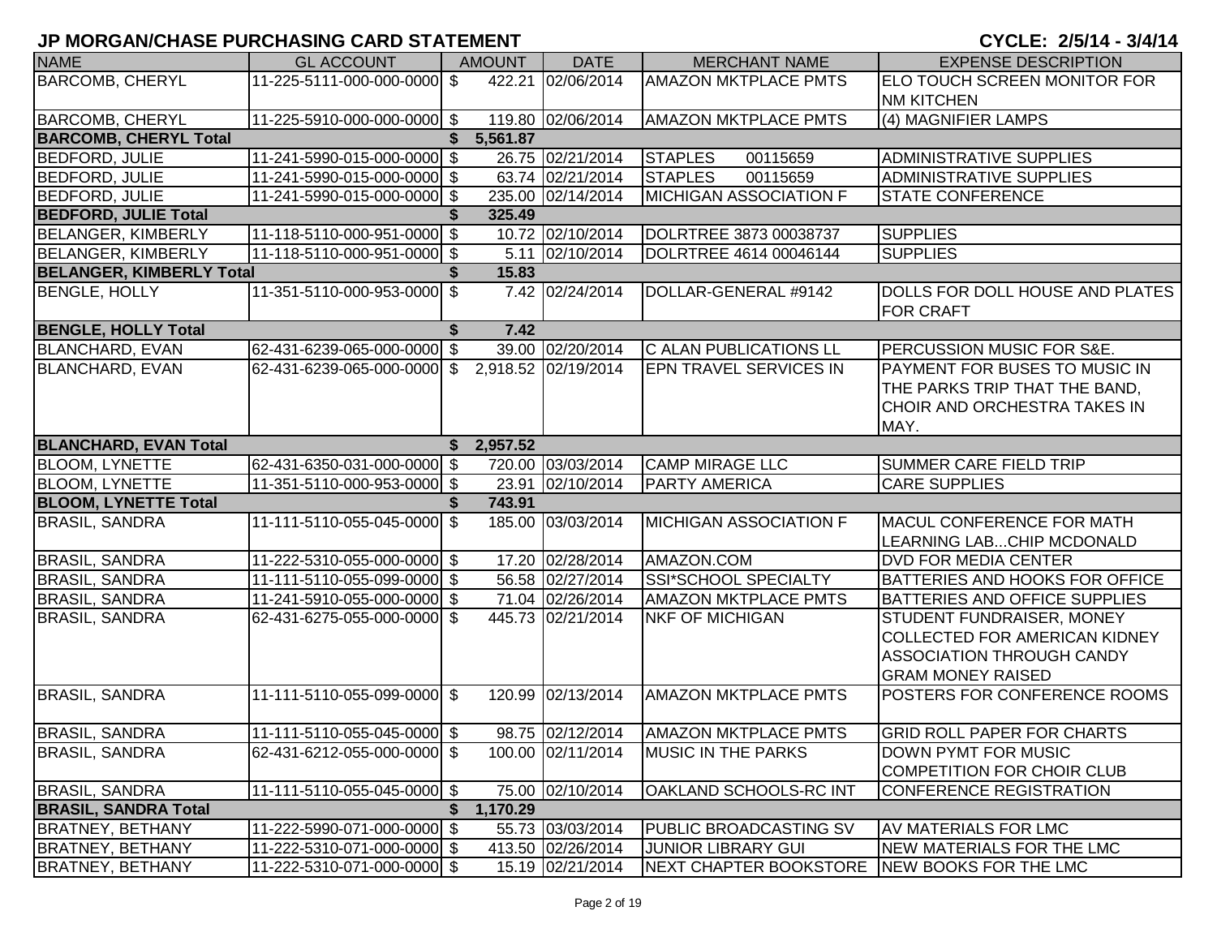## JP MORGAN/CHASE PURCHASING CARD STATEMENT

**CYCLE: 2/5/14 - 3/4/14**

| NAME | GL ACCOUNT | AMOUNT | DATE | MERCHANT NAME | EXPENSE DESCRIPTION |
|---|---|---|---|---|---|
| BARCOMB, CHERYL | 11-225-5111-000-000-0000 | $ 422.21 | 02/06/2014 | AMAZON MKTPLACE PMTS | ELO TOUCH SCREEN MONITOR FOR NM KITCHEN |
| BARCOMB, CHERYL | 11-225-5910-000-000-0000 | $ 119.80 | 02/06/2014 | AMAZON MKTPLACE PMTS | (4) MAGNIFIER LAMPS |
| **BARCOMB, CHERYL Total** | | **$ 5,561.87** | | | |
| BEDFORD, JULIE | 11-241-5990-015-000-0000 | $ 26.75 | 02/21/2014 | STAPLES 00115659 | ADMINISTRATIVE SUPPLIES |
| BEDFORD, JULIE | 11-241-5990-015-000-0000 | $ 63.74 | 02/21/2014 | STAPLES 00115659 | ADMINISTRATIVE SUPPLIES |
| BEDFORD, JULIE | 11-241-5990-015-000-0000 | $ 235.00 | 02/14/2014 | MICHIGAN ASSOCIATION F | STATE CONFERENCE |
| **BEDFORD, JULIE Total** | | **$ 325.49** | | | |
| BELANGER, KIMBERLY | 11-118-5110-000-951-0000 | $ 10.72 | 02/10/2014 | DOLRTREE 3873 00038737 | SUPPLIES |
| BELANGER, KIMBERLY | 11-118-5110-000-951-0000 | $ 5.11 | 02/10/2014 | DOLRTREE 4614 00046144 | SUPPLIES |
| **BELANGER, KIMBERLY Total** | | **$ 15.83** | | | |
| BENGLE, HOLLY | 11-351-5110-000-953-0000 | $ 7.42 | 02/24/2014 | DOLLAR-GENERAL #9142 | DOLLS FOR DOLL HOUSE AND PLATES FOR CRAFT |
| **BENGLE, HOLLY Total** | | **$ 7.42** | | | |
| BLANCHARD, EVAN | 62-431-6239-065-000-0000 | $ 39.00 | 02/20/2014 | C ALAN PUBLICATIONS LL | PERCUSSION MUSIC FOR S&E. |
| BLANCHARD, EVAN | 62-431-6239-065-000-0000 | $ 2,918.52 | 02/19/2014 | EPN TRAVEL SERVICES IN | PAYMENT FOR BUSES TO MUSIC IN THE PARKS TRIP THAT THE BAND, CHOIR AND ORCHESTRA TAKES IN MAY. |
| **BLANCHARD, EVAN Total** | | **$ 2,957.52** | | | |
| BLOOM, LYNETTE | 62-431-6350-031-000-0000 | $ 720.00 | 03/03/2014 | CAMP MIRAGE LLC | SUMMER CARE FIELD TRIP |
| BLOOM, LYNETTE | 11-351-5110-000-953-0000 | $ 23.91 | 02/10/2014 | PARTY AMERICA | CARE SUPPLIES |
| **BLOOM, LYNETTE Total** | | **$ 743.91** | | | |
| BRASIL, SANDRA | 11-111-5110-055-045-0000 | $ 185.00 | 03/03/2014 | MICHIGAN ASSOCIATION F | MACUL CONFERENCE FOR MATH LEARNING LAB...CHIP MCDONALD |
| BRASIL, SANDRA | 11-222-5310-055-000-0000 | $ 17.20 | 02/28/2014 | AMAZON.COM | DVD FOR MEDIA CENTER |
| BRASIL, SANDRA | 11-111-5110-055-099-0000 | $ 56.58 | 02/27/2014 | SSI*SCHOOL SPECIALTY | BATTERIES AND HOOKS FOR OFFICE |
| BRASIL, SANDRA | 11-241-5910-055-000-0000 | $ 71.04 | 02/26/2014 | AMAZON MKTPLACE PMTS | BATTERIES AND OFFICE SUPPLIES |
| BRASIL, SANDRA | 62-431-6275-055-000-0000 | $ 445.73 | 02/21/2014 | NKF OF MICHIGAN | STUDENT FUNDRAISER, MONEY COLLECTED FOR AMERICAN KIDNEY ASSOCIATION THROUGH CANDY GRAM MONEY RAISED |
| BRASIL, SANDRA | 11-111-5110-055-099-0000 | $ 120.99 | 02/13/2014 | AMAZON MKTPLACE PMTS | POSTERS FOR CONFERENCE ROOMS |
| BRASIL, SANDRA | 11-111-5110-055-045-0000 | $ 98.75 | 02/12/2014 | AMAZON MKTPLACE PMTS | GRID ROLL PAPER FOR CHARTS |
| BRASIL, SANDRA | 62-431-6212-055-000-0000 | $ 100.00 | 02/11/2014 | MUSIC IN THE PARKS | DOWN PYMT FOR MUSIC COMPETITION FOR CHOIR CLUB |
| BRASIL, SANDRA | 11-111-5110-055-045-0000 | $ 75.00 | 02/10/2014 | OAKLAND SCHOOLS-RC INT | CONFERENCE REGISTRATION |
| **BRASIL, SANDRA Total** | | **$ 1,170.29** | | | |
| BRATNEY, BETHANY | 11-222-5990-071-000-0000 | $ 55.73 | 03/03/2014 | PUBLIC BROADCASTING SV | AV MATERIALS FOR LMC |
| BRATNEY, BETHANY | 11-222-5310-071-000-0000 | $ 413.50 | 02/26/2014 | JUNIOR LIBRARY GUI | NEW MATERIALS FOR THE LMC |
| BRATNEY, BETHANY | 11-222-5310-071-000-0000 | $ 15.19 | 02/21/2014 | NEXT CHAPTER BOOKSTORE | NEW BOOKS FOR THE LMC |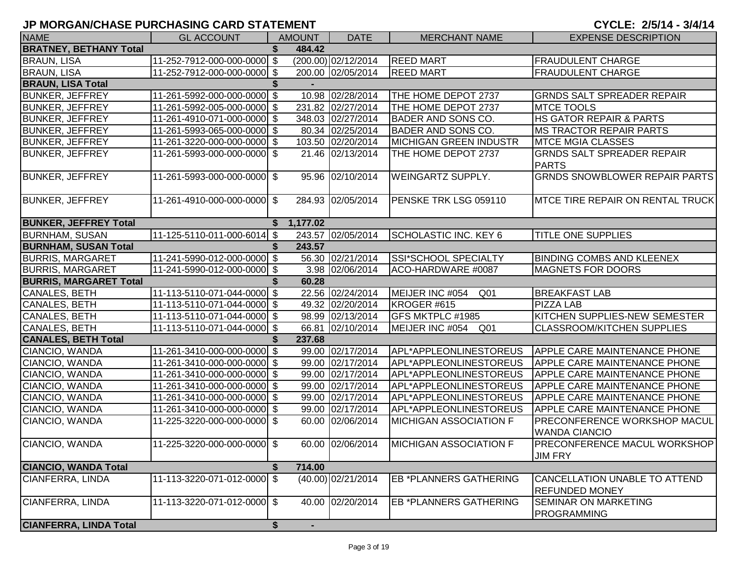# JP MORGAN/CHASE PURCHASING CARD STATEMENT

CYCLE: 2/5/14 - 3/4/14

| NAME | GL ACCOUNT | AMOUNT | DATE | MERCHANT NAME | EXPENSE DESCRIPTION |
|---|---|---|---|---|---|
| **BRATNEY, BETHANY Total** | | **$ 484.42** | | | |
| BRAUN, LISA | 11-252-7912-000-000-0000 | $ (200.00) | 02/12/2014 | REED MART | FRAUDULENT CHARGE |
| BRAUN, LISA | 11-252-7912-000-000-0000 | $ 200.00 | 02/05/2014 | REED MART | FRAUDULENT CHARGE |
| **BRAUN, LISA Total** | | **$ -** | | | |
| BUNKER, JEFFREY | 11-261-5992-000-000-0000 | $ 10.98 | 02/28/2014 | THE HOME DEPOT 2737 | GRNDS SALT SPREADER REPAIR |
| BUNKER, JEFFREY | 11-261-5992-005-000-0000 | $ 231.82 | 02/27/2014 | THE HOME DEPOT 2737 | MTCE TOOLS |
| BUNKER, JEFFREY | 11-261-4910-071-000-0000 | $ 348.03 | 02/27/2014 | BADER AND SONS CO. | HS GATOR REPAIR & PARTS |
| BUNKER, JEFFREY | 11-261-5993-065-000-0000 | $ 80.34 | 02/25/2014 | BADER AND SONS CO. | MS TRACTOR REPAIR PARTS |
| BUNKER, JEFFREY | 11-261-3220-000-000-0000 | $ 103.50 | 02/20/2014 | MICHIGAN GREEN INDUSTR | MTCE MGIA CLASSES |
| BUNKER, JEFFREY | 11-261-5993-000-000-0000 | $ 21.46 | 02/13/2014 | THE HOME DEPOT 2737 | GRNDS SALT SPREADER REPAIR PARTS |
| BUNKER, JEFFREY | 11-261-5993-000-000-0000 | $ 95.96 | 02/10/2014 | WEINGARTZ SUPPLY. | GRNDS SNOWBLOWER REPAIR PARTS |
| BUNKER, JEFFREY | 11-261-4910-000-000-0000 | $ 284.93 | 02/05/2014 | PENSKE TRK LSG 059110 | MTCE TIRE REPAIR ON RENTAL TRUCK |
| **BUNKER, JEFFREY Total** | | **$ 1,177.02** | | | |
| BURNHAM, SUSAN | 11-125-5110-011-000-6014 | $ 243.57 | 02/05/2014 | SCHOLASTIC INC. KEY 6 | TITLE ONE SUPPLIES |
| **BURNHAM, SUSAN Total** | | **$ 243.57** | | | |
| BURRIS, MARGARET | 11-241-5990-012-000-0000 | $ 56.30 | 02/21/2014 | SSI*SCHOOL SPECIALTY | BINDING COMBS AND KLEENEX |
| BURRIS, MARGARET | 11-241-5990-012-000-0000 | $ 3.98 | 02/06/2014 | ACO-HARDWARE #0087 | MAGNETS FOR DOORS |
| **BURRIS, MARGARET Total** | | **$ 60.28** | | | |
| CANALES, BETH | 11-113-5110-071-044-0000 | $ 22.56 | 02/24/2014 | MEIJER INC #054 Q01 | BREAKFAST LAB |
| CANALES, BETH | 11-113-5110-071-044-0000 | $ 49.32 | 02/20/2014 | KROGER #615 | PIZZA LAB |
| CANALES, BETH | 11-113-5110-071-044-0000 | $ 98.99 | 02/13/2014 | GFS MKTPLC #1985 | KITCHEN SUPPLIES-NEW SEMESTER |
| CANALES, BETH | 11-113-5110-071-044-0000 | $ 66.81 | 02/10/2014 | MEIJER INC #054 Q01 | CLASSROOM/KITCHEN SUPPLIES |
| **CANALES, BETH Total** | | **$ 237.68** | | | |
| CIANCIO, WANDA | 11-261-3410-000-000-0000 | $ 99.00 | 02/17/2014 | APL*APPLEONLINESTOREUS | APPLE CARE MAINTENANCE PHONE |
| CIANCIO, WANDA | 11-261-3410-000-000-0000 | $ 99.00 | 02/17/2014 | APL*APPLEONLINESTOREUS | APPLE CARE MAINTENANCE PHONE |
| CIANCIO, WANDA | 11-261-3410-000-000-0000 | $ 99.00 | 02/17/2014 | APL*APPLEONLINESTOREUS | APPLE CARE MAINTENANCE PHONE |
| CIANCIO, WANDA | 11-261-3410-000-000-0000 | $ 99.00 | 02/17/2014 | APL*APPLEONLINESTOREUS | APPLE CARE MAINTENANCE PHONE |
| CIANCIO, WANDA | 11-261-3410-000-000-0000 | $ 99.00 | 02/17/2014 | APL*APPLEONLINESTOREUS | APPLE CARE MAINTENANCE PHONE |
| CIANCIO, WANDA | 11-261-3410-000-000-0000 | $ 99.00 | 02/17/2014 | APL*APPLEONLINESTOREUS | APPLE CARE MAINTENANCE PHONE |
| CIANCIO, WANDA | 11-225-3220-000-000-0000 | $ 60.00 | 02/06/2014 | MICHIGAN ASSOCIATION F | PRECONFERENCE WORKSHOP MACUL WANDA CIANCIO |
| CIANCIO, WANDA | 11-225-3220-000-000-0000 | $ 60.00 | 02/06/2014 | MICHIGAN ASSOCIATION F | PRECONFERENCE MACUL WORKSHOP JIM FRY |
| **CIANCIO, WANDA Total** | | **$ 714.00** | | | |
| CIANFERRA, LINDA | 11-113-3220-071-012-0000 | $ (40.00) | 02/21/2014 | EB *PLANNERS GATHERING | CANCELLATION UNABLE TO ATTEND REFUNDED MONEY |
| CIANFERRA, LINDA | 11-113-3220-071-012-0000 | $ 40.00 | 02/20/2014 | EB *PLANNERS GATHERING | SEMINAR ON MARKETING PROGRAMMING |
| **CIANFERRA, LINDA Total** | | **$ -** | | | |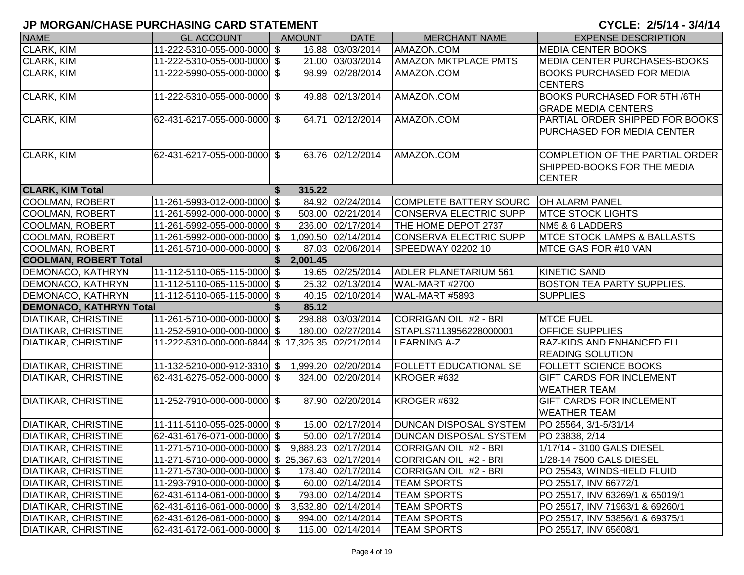# JP MORGAN/CHASE PURCHASING CARD STATEMENT

**CYCLE: 2/5/14 - 3/4/14**

| NAME | GL ACCOUNT | AMOUNT | DATE | MERCHANT NAME | EXPENSE DESCRIPTION |
|---|---|---|---|---|---|
| CLARK, KIM | 11-222-5310-055-000-0000 | $ 16.88 | 03/03/2014 | AMAZON.COM | MEDIA CENTER BOOKS |
| CLARK, KIM | 11-222-5310-055-000-0000 | $ 21.00 | 03/03/2014 | AMAZON MKTPLACE PMTS | MEDIA CENTER PURCHASES-BOOKS |
| CLARK, KIM | 11-222-5990-055-000-0000 | $ 98.99 | 02/28/2014 | AMAZON.COM | BOOKS PURCHASED FOR MEDIA CENTERS |
| CLARK, KIM | 11-222-5310-055-000-0000 | $ 49.88 | 02/13/2014 | AMAZON.COM | BOOKS PURCHASED FOR 5TH /6TH GRADE MEDIA CENTERS |
| CLARK, KIM | 62-431-6217-055-000-0000 | $ 64.71 | 02/12/2014 | AMAZON.COM | PARTIAL ORDER SHIPPED FOR BOOKS PURCHASED FOR MEDIA CENTER |
| CLARK, KIM | 62-431-6217-055-000-0000 | $ 63.76 | 02/12/2014 | AMAZON.COM | COMPLETION OF THE PARTIAL ORDER SHIPPED-BOOKS FOR THE MEDIA CENTER |
| **CLARK, KIM Total** | | **$ 315.22** | | | |
| COOLMAN, ROBERT | 11-261-5993-012-000-0000 | $ 84.92 | 02/24/2014 | COMPLETE BATTERY SOURC | OH ALARM PANEL |
| COOLMAN, ROBERT | 11-261-5992-000-000-0000 | $ 503.00 | 02/21/2014 | CONSERVA ELECTRIC SUPP | MTCE STOCK LIGHTS |
| COOLMAN, ROBERT | 11-261-5992-055-000-0000 | $ 236.00 | 02/17/2014 | THE HOME DEPOT 2737 | NM5 & 6 LADDERS |
| COOLMAN, ROBERT | 11-261-5992-000-000-0000 | $ 1,090.50 | 02/14/2014 | CONSERVA ELECTRIC SUPP | MTCE STOCK LAMPS & BALLASTS |
| COOLMAN, ROBERT | 11-261-5710-000-000-0000 | $ 87.03 | 02/06/2014 | SPEEDWAY 02202 10 | MTCE GAS FOR #10 VAN |
| **COOLMAN, ROBERT Total** | | **$ 2,001.45** | | | |
| DEMONACO, KATHRYN | 11-112-5110-065-115-0000 | $ 19.65 | 02/25/2014 | ADLER PLANETARIUM 561 | KINETIC SAND |
| DEMONACO, KATHRYN | 11-112-5110-065-115-0000 | $ 25.32 | 02/13/2014 | WAL-MART #2700 | BOSTON TEA PARTY SUPPLIES. |
| DEMONACO, KATHRYN | 11-112-5110-065-115-0000 | $ 40.15 | 02/10/2014 | WAL-MART #5893 | SUPPLIES |
| **DEMONACO, KATHRYN Total** | | **$ 85.12** | | | |
| DIATIKAR, CHRISTINE | 11-261-5710-000-000-0000 | $ 298.88 | 03/03/2014 | CORRIGAN OIL #2 - BRI | MTCE FUEL |
| DIATIKAR, CHRISTINE | 11-252-5910-000-000-0000 | $ 180.00 | 02/27/2014 | STAPLS7113956228000001 | OFFICE SUPPLIES |
| DIATIKAR, CHRISTINE | 11-222-5310-000-000-6844 | $ 17,325.35 | 02/21/2014 | LEARNING A-Z | RAZ-KIDS AND ENHANCED ELL READING SOLUTION |
| DIATIKAR, CHRISTINE | 11-132-5210-000-912-3310 | $ 1,999.20 | 02/20/2014 | FOLLETT EDUCATIONAL SE | FOLLETT SCIENCE BOOKS |
| DIATIKAR, CHRISTINE | 62-431-6275-052-000-0000 | $ 324.00 | 02/20/2014 | KROGER #632 | GIFT CARDS FOR INCLEMENT WEATHER TEAM |
| DIATIKAR, CHRISTINE | 11-252-7910-000-000-0000 | $ 87.90 | 02/20/2014 | KROGER #632 | GIFT CARDS FOR INCLEMENT WEATHER TEAM |
| DIATIKAR, CHRISTINE | 11-111-5110-055-025-0000 | $ 15.00 | 02/17/2014 | DUNCAN DISPOSAL SYSTEM | PO 25564, 3/1-5/31/14 |
| DIATIKAR, CHRISTINE | 62-431-6176-071-000-0000 | $ 50.00 | 02/17/2014 | DUNCAN DISPOSAL SYSTEM | PO 23838, 2/14 |
| DIATIKAR, CHRISTINE | 11-271-5710-000-000-0000 | $ 9,888.23 | 02/17/2014 | CORRIGAN OIL #2 - BRI | 1/17/14 - 3100 GALS DIESEL |
| DIATIKAR, CHRISTINE | 11-271-5710-000-000-0000 | $ 25,367.63 | 02/17/2014 | CORRIGAN OIL #2 - BRI | 1/28-14 7500 GALS DIESEL |
| DIATIKAR, CHRISTINE | 11-271-5730-000-000-0000 | $ 178.40 | 02/17/2014 | CORRIGAN OIL #2 - BRI | PO 25543, WINDSHIELD FLUID |
| DIATIKAR, CHRISTINE | 11-293-7910-000-000-0000 | $ 60.00 | 02/14/2014 | TEAM SPORTS | PO 25517, INV 66772/1 |
| DIATIKAR, CHRISTINE | 62-431-6114-061-000-0000 | $ 793.00 | 02/14/2014 | TEAM SPORTS | PO 25517, INV 63269/1 & 65019/1 |
| DIATIKAR, CHRISTINE | 62-431-6116-061-000-0000 | $ 3,532.80 | 02/14/2014 | TEAM SPORTS | PO 25517, INV 71963/1 & 69260/1 |
| DIATIKAR, CHRISTINE | 62-431-6126-061-000-0000 | $ 994.00 | 02/14/2014 | TEAM SPORTS | PO 25517, INV 53856/1 & 69375/1 |
| DIATIKAR, CHRISTINE | 62-431-6172-061-000-0000 | $ 115.00 | 02/14/2014 | TEAM SPORTS | PO 25517, INV 65608/1 |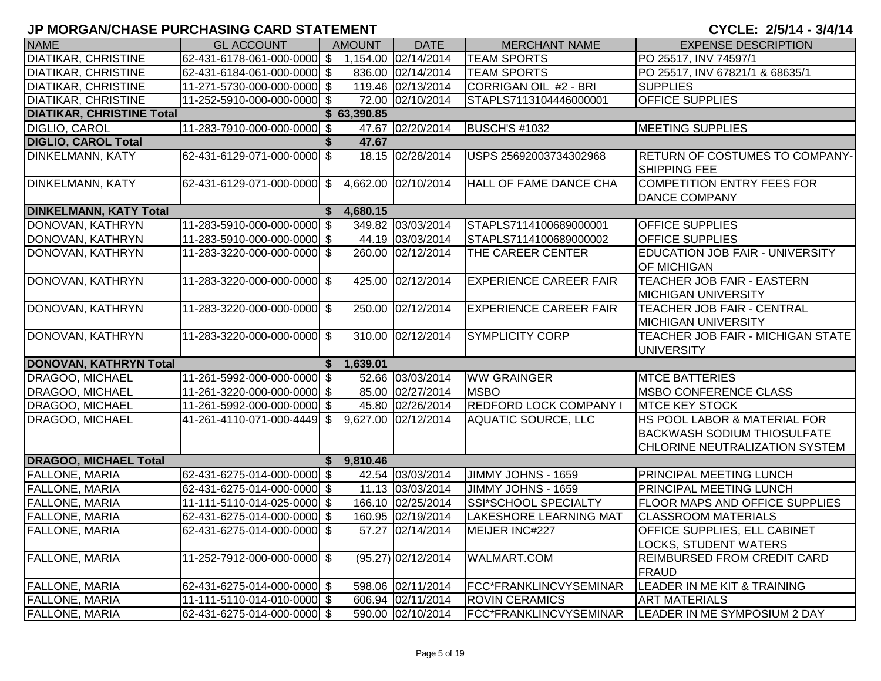## JP MORGAN/CHASE PURCHASING CARD STATEMENT

**CYCLE: 2/5/14 - 3/4/14**

| NAME | GL ACCOUNT | AMOUNT | DATE | MERCHANT NAME | EXPENSE DESCRIPTION |
|---|---|---|---|---|---|
| DIATIKAR, CHRISTINE | 62-431-6178-061-000-0000 | $ 1,154.00 | 02/14/2014 | TEAM SPORTS | PO 25517, INV 74597/1 |
| DIATIKAR, CHRISTINE | 62-431-6184-061-000-0000 | $ 836.00 | 02/14/2014 | TEAM SPORTS | PO 25517, INV 67821/1 & 68635/1 |
| DIATIKAR, CHRISTINE | 11-271-5730-000-000-0000 | $ 119.46 | 02/13/2014 | CORRIGAN OIL #2 - BRI | SUPPLIES |
| DIATIKAR, CHRISTINE | 11-252-5910-000-000-0000 | $ 72.00 | 02/10/2014 | STAPLS7113104446000001 | OFFICE SUPPLIES |
| **DIATIKAR, CHRISTINE Total** | | **$ 63,390.85** | | | |
| DIGLIO, CAROL | 11-283-7910-000-000-0000 | $ 47.67 | 02/20/2014 | BUSCH'S #1032 | MEETING SUPPLIES |
| **DIGLIO, CAROL Total** | | **$ 47.67** | | | |
| DINKELMANN, KATY | 62-431-6129-071-000-0000 | $ 18.15 | 02/28/2014 | USPS 25692003734302968 | RETURN OF COSTUMES TO COMPANY-SHIPPING FEE |
| DINKELMANN, KATY | 62-431-6129-071-000-0000 | $ 4,662.00 | 02/10/2014 | HALL OF FAME DANCE CHA | COMPETITION ENTRY FEES FOR DANCE COMPANY |
| **DINKELMANN, KATY Total** | | **$ 4,680.15** | | | |
| DONOVAN, KATHRYN | 11-283-5910-000-000-0000 | $ 349.82 | 03/03/2014 | STAPLS7114100689000001 | OFFICE SUPPLIES |
| DONOVAN, KATHRYN | 11-283-5910-000-000-0000 | $ 44.19 | 03/03/2014 | STAPLS7114100689000002 | OFFICE SUPPLIES |
| DONOVAN, KATHRYN | 11-283-3220-000-000-0000 | $ 260.00 | 02/12/2014 | THE CAREER CENTER | EDUCATION JOB FAIR - UNIVERSITY OF MICHIGAN |
| DONOVAN, KATHRYN | 11-283-3220-000-000-0000 | $ 425.00 | 02/12/2014 | EXPERIENCE CAREER FAIR | TEACHER JOB FAIR - EASTERN MICHIGAN UNIVERSITY |
| DONOVAN, KATHRYN | 11-283-3220-000-000-0000 | $ 250.00 | 02/12/2014 | EXPERIENCE CAREER FAIR | TEACHER JOB FAIR - CENTRAL MICHIGAN UNIVERSITY |
| DONOVAN, KATHRYN | 11-283-3220-000-000-0000 | $ 310.00 | 02/12/2014 | SYMPLICITY CORP | TEACHER JOB FAIR - MICHIGAN STATE UNIVERSITY |
| **DONOVAN, KATHRYN Total** | | **$ 1,639.01** | | | |
| DRAGOO, MICHAEL | 11-261-5992-000-000-0000 | $ 52.66 | 03/03/2014 | WW GRAINGER | MTCE BATTERIES |
| DRAGOO, MICHAEL | 11-261-3220-000-000-0000 | $ 85.00 | 02/27/2014 | MSBO | MSBO CONFERENCE CLASS |
| DRAGOO, MICHAEL | 11-261-5992-000-000-0000 | $ 45.80 | 02/26/2014 | REDFORD LOCK COMPANY I | MTCE KEY STOCK |
| DRAGOO, MICHAEL | 41-261-4110-071-000-4449 | $ 9,627.00 | 02/12/2014 | AQUATIC SOURCE, LLC | HS POOL LABOR & MATERIAL FOR BACKWASH SODIUM THIOSULFATE CHLORINE NEUTRALIZATION SYSTEM |
| **DRAGOO, MICHAEL Total** | | **$ 9,810.46** | | | |
| FALLONE, MARIA | 62-431-6275-014-000-0000 | $ 42.54 | 03/03/2014 | JIMMY JOHNS - 1659 | PRINCIPAL MEETING LUNCH |
| FALLONE, MARIA | 62-431-6275-014-000-0000 | $ 11.13 | 03/03/2014 | JIMMY JOHNS - 1659 | PRINCIPAL MEETING LUNCH |
| FALLONE, MARIA | 11-111-5110-014-025-0000 | $ 166.10 | 02/25/2014 | SSI*SCHOOL SPECIALTY | FLOOR MAPS AND OFFICE SUPPLIES |
| FALLONE, MARIA | 62-431-6275-014-000-0000 | $ 160.95 | 02/19/2014 | LAKESHORE LEARNING MAT | CLASSROOM MATERIALS |
| FALLONE, MARIA | 62-431-6275-014-000-0000 | $ 57.27 | 02/14/2014 | MEIJER INC#227 | OFFICE SUPPLIES, ELL CABINET LOCKS, STUDENT WATERS |
| FALLONE, MARIA | 11-252-7912-000-000-0000 | $ (95.27) | 02/12/2014 | WALMART.COM | REIMBURSED FROM CREDIT CARD FRAUD |
| FALLONE, MARIA | 62-431-6275-014-000-0000 | $ 598.06 | 02/11/2014 | FCC*FRANKLINCVYSEMINAR | LEADER IN ME KIT & TRAINING |
| FALLONE, MARIA | 11-111-5110-014-010-0000 | $ 606.94 | 02/11/2014 | ROVIN CERAMICS | ART MATERIALS |
| FALLONE, MARIA | 62-431-6275-014-000-0000 | $ 590.00 | 02/10/2014 | FCC*FRANKLINCVYSEMINAR | LEADER IN ME SYMPOSIUM 2 DAY |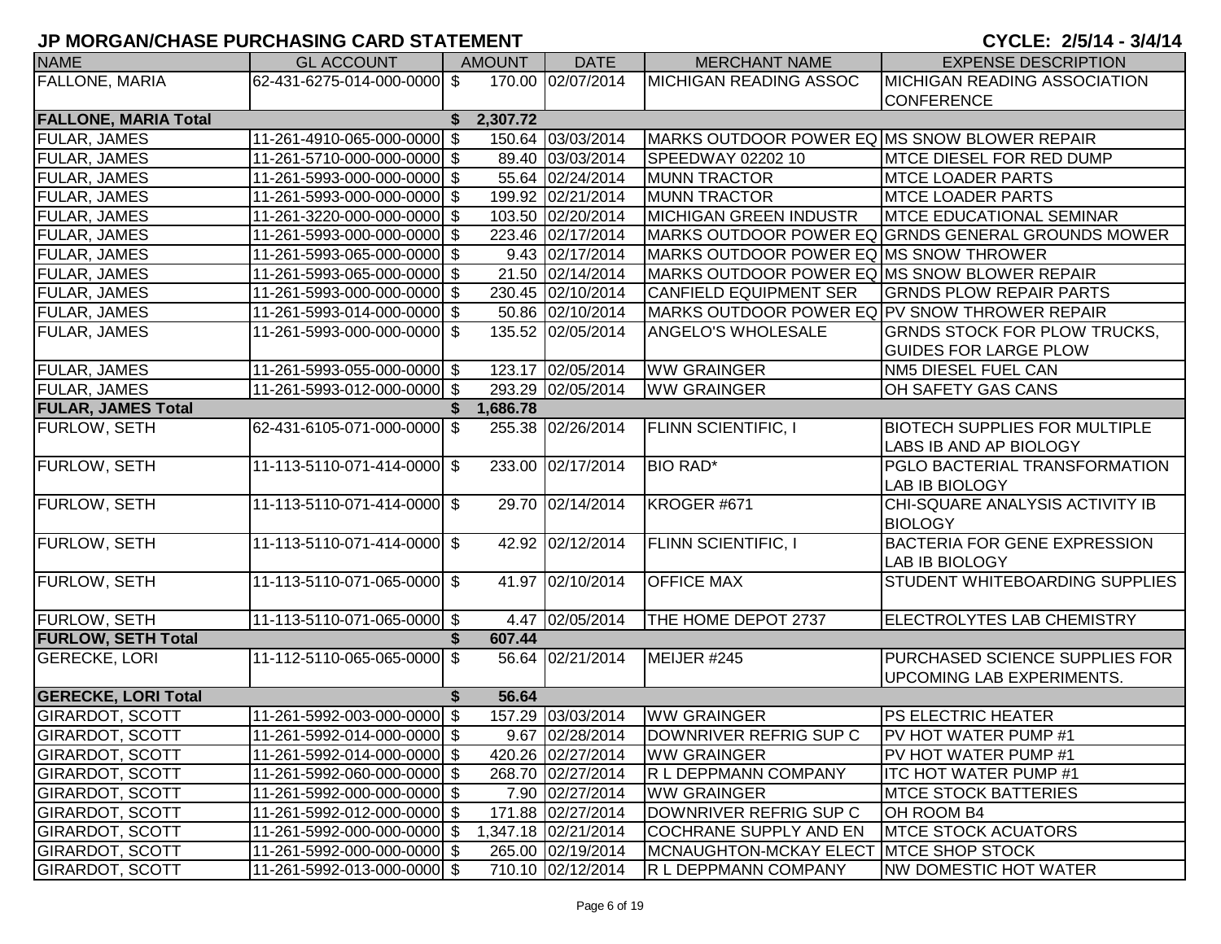# JP MORGAN/CHASE PURCHASING CARD STATEMENT

**CYCLE: 2/5/14 - 3/4/14**

| NAME | GL ACCOUNT | AMOUNT | DATE | MERCHANT NAME | EXPENSE DESCRIPTION |
|---|---|---|---|---|---|
| FALLONE, MARIA | 62-431-6275-014-000-0000 | $ 170.00 | 02/07/2014 | MICHIGAN READING ASSOC | MICHIGAN READING ASSOCIATION CONFERENCE |
| **FALLONE, MARIA Total** | | **$ 2,307.72** | | | |
| FULAR, JAMES | 11-261-4910-065-000-0000 | $ 150.64 | 03/03/2014 | MARKS OUTDOOR POWER EQ | MS SNOW BLOWER REPAIR |
| FULAR, JAMES | 11-261-5710-000-000-0000 | $ 89.40 | 03/03/2014 | SPEEDWAY 02202 10 | MTCE DIESEL FOR RED DUMP |
| FULAR, JAMES | 11-261-5993-000-000-0000 | $ 55.64 | 02/24/2014 | MUNN TRACTOR | MTCE LOADER PARTS |
| FULAR, JAMES | 11-261-5993-000-000-0000 | $ 199.92 | 02/21/2014 | MUNN TRACTOR | MTCE LOADER PARTS |
| FULAR, JAMES | 11-261-3220-000-000-0000 | $ 103.50 | 02/20/2014 | MICHIGAN GREEN INDUSTR | MTCE EDUCATIONAL SEMINAR |
| FULAR, JAMES | 11-261-5993-000-000-0000 | $ 223.46 | 02/17/2014 | MARKS OUTDOOR POWER EQ | GRNDS GENERAL GROUNDS MOWER |
| FULAR, JAMES | 11-261-5993-065-000-0000 | $ 9.43 | 02/17/2014 | MARKS OUTDOOR POWER EQ | MS SNOW THROWER |
| FULAR, JAMES | 11-261-5993-065-000-0000 | $ 21.50 | 02/14/2014 | MARKS OUTDOOR POWER EQ | MS SNOW BLOWER REPAIR |
| FULAR, JAMES | 11-261-5993-000-000-0000 | $ 230.45 | 02/10/2014 | CANFIELD EQUIPMENT SER | GRNDS PLOW REPAIR PARTS |
| FULAR, JAMES | 11-261-5993-014-000-0000 | $ 50.86 | 02/10/2014 | MARKS OUTDOOR POWER EQ | PV SNOW THROWER REPAIR |
| FULAR, JAMES | 11-261-5993-000-000-0000 | $ 135.52 | 02/05/2014 | ANGELO'S WHOLESALE | GRNDS STOCK FOR PLOW TRUCKS, GUIDES FOR LARGE PLOW |
| FULAR, JAMES | 11-261-5993-055-000-0000 | $ 123.17 | 02/05/2014 | WW GRAINGER | NM5 DIESEL FUEL CAN |
| FULAR, JAMES | 11-261-5993-012-000-0000 | $ 293.29 | 02/05/2014 | WW GRAINGER | OH SAFETY GAS CANS |
| **FULAR, JAMES Total** | | **$ 1,686.78** | | | |
| FURLOW, SETH | 62-431-6105-071-000-0000 | $ 255.38 | 02/26/2014 | FLINN SCIENTIFIC, I | BIOTECH SUPPLIES FOR MULTIPLE LABS IB AND AP BIOLOGY |
| FURLOW, SETH | 11-113-5110-071-414-0000 | $ 233.00 | 02/17/2014 | BIO RAD* | PGLO BACTERIAL TRANSFORMATION LAB IB BIOLOGY |
| FURLOW, SETH | 11-113-5110-071-414-0000 | $ 29.70 | 02/14/2014 | KROGER #671 | CHI-SQUARE ANALYSIS ACTIVITY IB BIOLOGY |
| FURLOW, SETH | 11-113-5110-071-414-0000 | $ 42.92 | 02/12/2014 | FLINN SCIENTIFIC, I | BACTERIA FOR GENE EXPRESSION LAB IB BIOLOGY |
| FURLOW, SETH | 11-113-5110-071-065-0000 | $ 41.97 | 02/10/2014 | OFFICE MAX | STUDENT WHITEBOARDING SUPPLIES |
| FURLOW, SETH | 11-113-5110-071-065-0000 | $ 4.47 | 02/05/2014 | THE HOME DEPOT 2737 | ELECTROLYTES LAB CHEMISTRY |
| **FURLOW, SETH Total** | | **$ 607.44** | | | |
| GERECKE, LORI | 11-112-5110-065-065-0000 | $ 56.64 | 02/21/2014 | MEIJER #245 | PURCHASED SCIENCE SUPPLIES FOR UPCOMING LAB EXPERIMENTS. |
| **GERECKE, LORI Total** | | **$ 56.64** | | | |
| GIRARDOT, SCOTT | 11-261-5992-003-000-0000 | $ 157.29 | 03/03/2014 | WW GRAINGER | PS ELECTRIC HEATER |
| GIRARDOT, SCOTT | 11-261-5992-014-000-0000 | $ 9.67 | 02/28/2014 | DOWNRIVER REFRIG SUP C | PV HOT WATER PUMP #1 |
| GIRARDOT, SCOTT | 11-261-5992-014-000-0000 | $ 420.26 | 02/27/2014 | WW GRAINGER | PV HOT WATER PUMP #1 |
| GIRARDOT, SCOTT | 11-261-5992-060-000-0000 | $ 268.70 | 02/27/2014 | R L DEPPMANN COMPANY | ITC HOT WATER PUMP #1 |
| GIRARDOT, SCOTT | 11-261-5992-000-000-0000 | $ 7.90 | 02/27/2014 | WW GRAINGER | MTCE STOCK BATTERIES |
| GIRARDOT, SCOTT | 11-261-5992-012-000-0000 | $ 171.88 | 02/27/2014 | DOWNRIVER REFRIG SUP C | OH ROOM B4 |
| GIRARDOT, SCOTT | 11-261-5992-000-000-0000 | $ 1,347.18 | 02/21/2014 | COCHRANE SUPPLY AND EN | MTCE STOCK ACUATORS |
| GIRARDOT, SCOTT | 11-261-5992-000-000-0000 | $ 265.00 | 02/19/2014 | MCNAUGHTON-MCKAY ELECT | MTCE SHOP STOCK |
| GIRARDOT, SCOTT | 11-261-5992-013-000-0000 | $ 710.10 | 02/12/2014 | R L DEPPMANN COMPANY | NW DOMESTIC HOT WATER |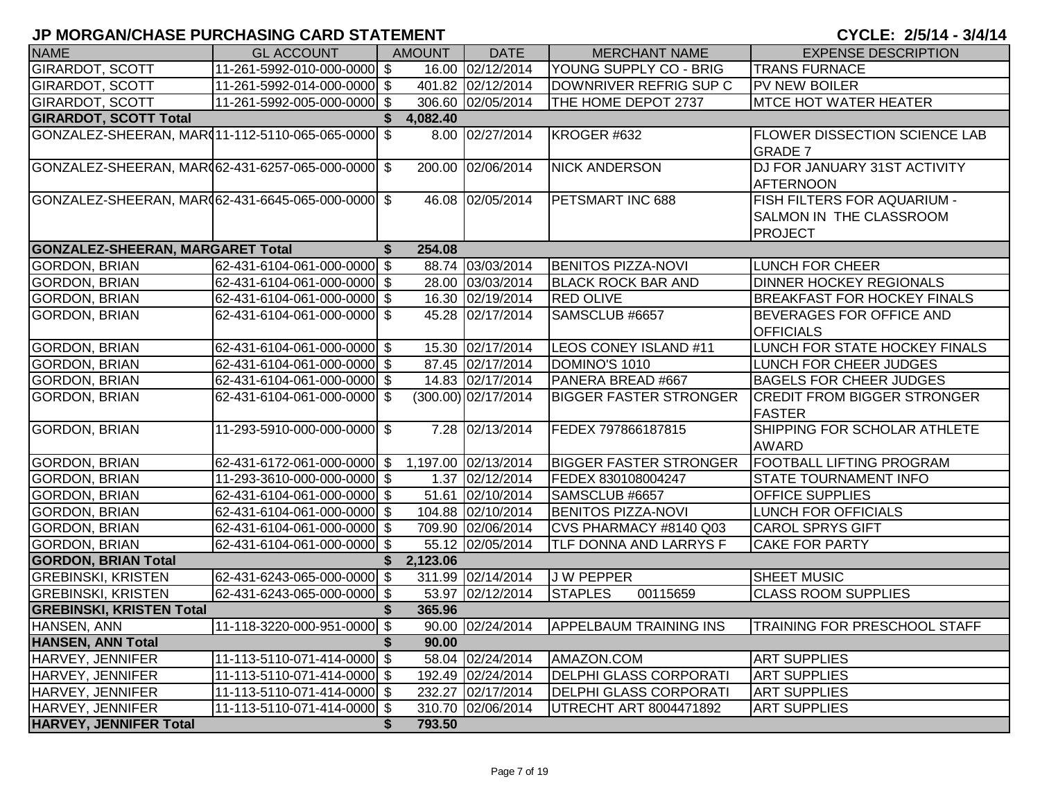# JP MORGAN/CHASE PURCHASING CARD STATEMENT

**CYCLE: 2/5/14 - 3/4/14**

| NAME | GL ACCOUNT | AMOUNT | DATE | MERCHANT NAME | EXPENSE DESCRIPTION |
|---|---|---|---|---|---|
| GIRARDOT, SCOTT | 11-261-5992-010-000-0000 | $ 16.00 | 02/12/2014 | YOUNG SUPPLY CO - BRIG | TRANS FURNACE |
| GIRARDOT, SCOTT | 11-261-5992-014-000-0000 | $ 401.82 | 02/12/2014 | DOWNRIVER REFRIG SUP C | PV NEW BOILER |
| GIRARDOT, SCOTT | 11-261-5992-005-000-0000 | $ 306.60 | 02/05/2014 | THE HOME DEPOT 2737 | MTCE HOT WATER HEATER |
| **GIRARDOT, SCOTT Total** | | **$ 4,082.40** | | | |
| GONZALEZ-SHEERAN, MAR( | 11-112-5110-065-065-0000 | $ 8.00 | 02/27/2014 | KROGER #632 | FLOWER DISSECTION SCIENCE LAB GRADE 7 |
| GONZALEZ-SHEERAN, MAR( | 62-431-6257-065-000-0000 | $ 200.00 | 02/06/2014 | NICK ANDERSON | DJ FOR JANUARY 31ST ACTIVITY AFTERNOON |
| GONZALEZ-SHEERAN, MAR( | 62-431-6645-065-000-0000 | $ 46.08 | 02/05/2014 | PETSMART INC 688 | FISH FILTERS FOR AQUARIUM - SALMON IN THE CLASSROOM PROJECT |
| **GONZALEZ-SHEERAN, MARGARET Total** | | **$ 254.08** | | | |
| GORDON, BRIAN | 62-431-6104-061-000-0000 | $ 88.74 | 03/03/2014 | BENITOS PIZZA-NOVI | LUNCH FOR CHEER |
| GORDON, BRIAN | 62-431-6104-061-000-0000 | $ 28.00 | 03/03/2014 | BLACK ROCK BAR AND | DINNER HOCKEY REGIONALS |
| GORDON, BRIAN | 62-431-6104-061-000-0000 | $ 16.30 | 02/19/2014 | RED OLIVE | BREAKFAST FOR HOCKEY FINALS |
| GORDON, BRIAN | 62-431-6104-061-000-0000 | $ 45.28 | 02/17/2014 | SAMSCLUB #6657 | BEVERAGES FOR OFFICE AND OFFICIALS |
| GORDON, BRIAN | 62-431-6104-061-000-0000 | $ 15.30 | 02/17/2014 | LEOS CONEY ISLAND #11 | LUNCH FOR STATE HOCKEY FINALS |
| GORDON, BRIAN | 62-431-6104-061-000-0000 | $ 87.45 | 02/17/2014 | DOMINO'S 1010 | LUNCH FOR CHEER JUDGES |
| GORDON, BRIAN | 62-431-6104-061-000-0000 | $ 14.83 | 02/17/2014 | PANERA BREAD #667 | BAGELS FOR CHEER JUDGES |
| GORDON, BRIAN | 62-431-6104-061-000-0000 | $ (300.00) | 02/17/2014 | BIGGER FASTER STRONGER | CREDIT FROM BIGGER STRONGER FASTER |
| GORDON, BRIAN | 11-293-5910-000-000-0000 | $ 7.28 | 02/13/2014 | FEDEX 797866187815 | SHIPPING FOR SCHOLAR ATHLETE AWARD |
| GORDON, BRIAN | 62-431-6172-061-000-0000 | $ 1,197.00 | 02/13/2014 | BIGGER FASTER STRONGER | FOOTBALL LIFTING PROGRAM |
| GORDON, BRIAN | 11-293-3610-000-000-0000 | $ 1.37 | 02/12/2014 | FEDEX 830108004247 | STATE TOURNAMENT INFO |
| GORDON, BRIAN | 62-431-6104-061-000-0000 | $ 51.61 | 02/10/2014 | SAMSCLUB #6657 | OFFICE SUPPLIES |
| GORDON, BRIAN | 62-431-6104-061-000-0000 | $ 104.88 | 02/10/2014 | BENITOS PIZZA-NOVI | LUNCH FOR OFFICIALS |
| GORDON, BRIAN | 62-431-6104-061-000-0000 | $ 709.90 | 02/06/2014 | CVS PHARMACY #8140 Q03 | CAROL SPRYS GIFT |
| GORDON, BRIAN | 62-431-6104-061-000-0000 | $ 55.12 | 02/05/2014 | TLF DONNA AND LARRYS F | CAKE FOR PARTY |
| **GORDON, BRIAN Total** | | **$ 2,123.06** | | | |
| GREBINSKI, KRISTEN | 62-431-6243-065-000-0000 | $ 311.99 | 02/14/2014 | J W PEPPER | SHEET MUSIC |
| GREBINSKI, KRISTEN | 62-431-6243-065-000-0000 | $ 53.97 | 02/12/2014 | STAPLES 00115659 | CLASS ROOM SUPPLIES |
| **GREBINSKI, KRISTEN Total** | | **$ 365.96** | | | |
| HANSEN, ANN | 11-118-3220-000-951-0000 | $ 90.00 | 02/24/2014 | APPELBAUM TRAINING INS | TRAINING FOR PRESCHOOL STAFF |
| **HANSEN, ANN Total** | | **$ 90.00** | | | |
| HARVEY, JENNIFER | 11-113-5110-071-414-0000 | $ 58.04 | 02/24/2014 | AMAZON.COM | ART SUPPLIES |
| HARVEY, JENNIFER | 11-113-5110-071-414-0000 | $ 192.49 | 02/24/2014 | DELPHI GLASS CORPORATI | ART SUPPLIES |
| HARVEY, JENNIFER | 11-113-5110-071-414-0000 | $ 232.27 | 02/17/2014 | DELPHI GLASS CORPORATI | ART SUPPLIES |
| HARVEY, JENNIFER | 11-113-5110-071-414-0000 | $ 310.70 | 02/06/2014 | UTRECHT ART 8004471892 | ART SUPPLIES |
| **HARVEY, JENNIFER Total** | | **$ 793.50** | | | |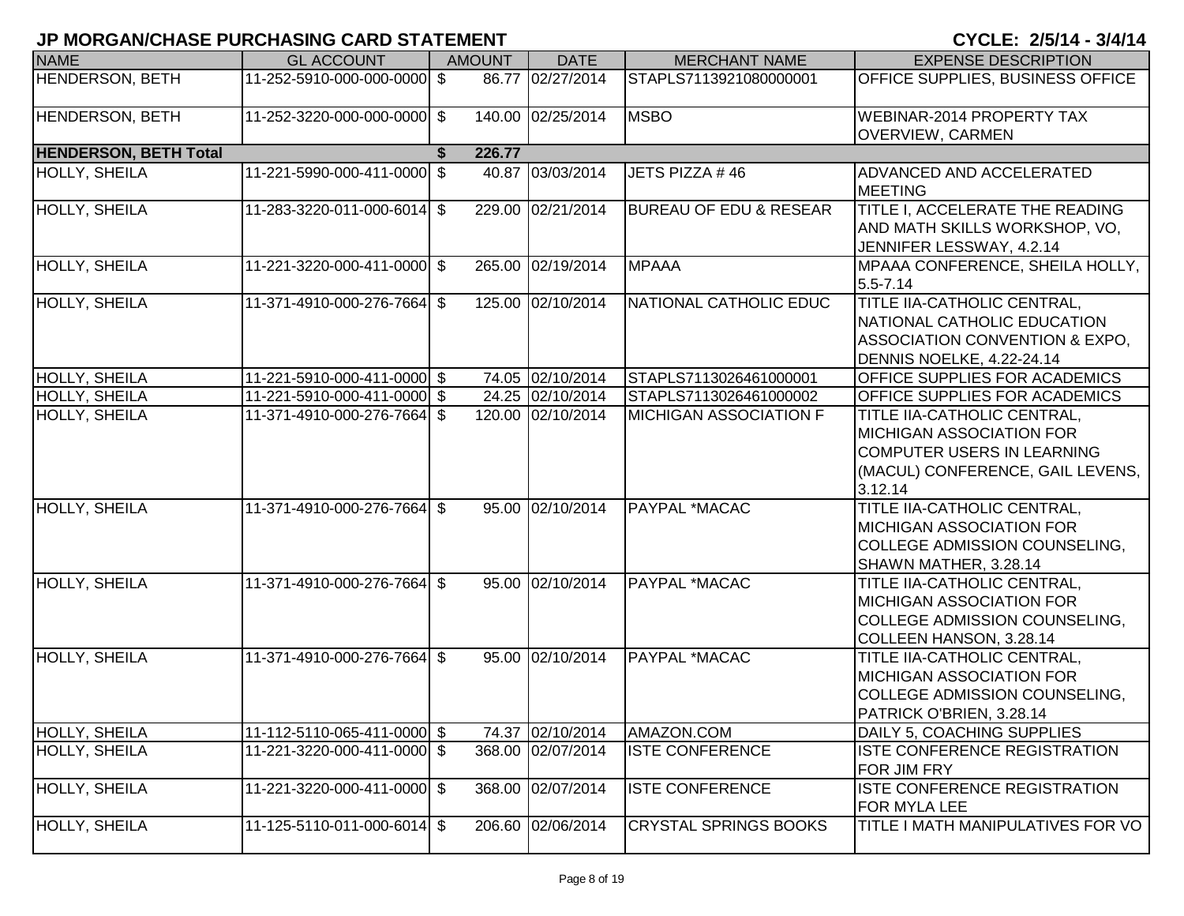## JP MORGAN/CHASE PURCHASING CARD STATEMENT

**CYCLE: 2/5/14 - 3/4/14**

| NAME | GL ACCOUNT | AMOUNT | DATE | MERCHANT NAME | EXPENSE DESCRIPTION |
|---|---|---|---|---|---|
| HENDERSON, BETH | 11-252-5910-000-000-0000 | $ 86.77 | 02/27/2014 | STAPLS7113921080000001 | OFFICE SUPPLIES, BUSINESS OFFICE |
| HENDERSON, BETH | 11-252-3220-000-000-0000 | $ 140.00 | 02/25/2014 | MSBO | WEBINAR-2014 PROPERTY TAX OVERVIEW, CARMEN |
| **HENDERSON, BETH Total** | | **$ 226.77** | | | |
| HOLLY, SHEILA | 11-221-5990-000-411-0000 | $ 40.87 | 03/03/2014 | JETS PIZZA # 46 | ADVANCED AND ACCELERATED MEETING |
| HOLLY, SHEILA | 11-283-3220-011-000-6014 | $ 229.00 | 02/21/2014 | BUREAU OF EDU & RESEAR | TITLE I, ACCELERATE THE READING AND MATH SKILLS WORKSHOP, VO, JENNIFER LESSWAY, 4.2.14 |
| HOLLY, SHEILA | 11-221-3220-000-411-0000 | $ 265.00 | 02/19/2014 | MPAAA | MPAAA CONFERENCE, SHEILA HOLLY, 5.5-7.14 |
| HOLLY, SHEILA | 11-371-4910-000-276-7664 | $ 125.00 | 02/10/2014 | NATIONAL CATHOLIC EDUC | TITLE IIA-CATHOLIC CENTRAL, NATIONAL CATHOLIC EDUCATION ASSOCIATION CONVENTION & EXPO, DENNIS NOELKE, 4.22-24.14 |
| HOLLY, SHEILA | 11-221-5910-000-411-0000 | $ 74.05 | 02/10/2014 | STAPLS7113026461000001 | OFFICE SUPPLIES FOR ACADEMICS |
| HOLLY, SHEILA | 11-221-5910-000-411-0000 | $ 24.25 | 02/10/2014 | STAPLS7113026461000002 | OFFICE SUPPLIES FOR ACADEMICS |
| HOLLY, SHEILA | 11-371-4910-000-276-7664 | $ 120.00 | 02/10/2014 | MICHIGAN ASSOCIATION F | TITLE IIA-CATHOLIC CENTRAL, MICHIGAN ASSOCIATION FOR COMPUTER USERS IN LEARNING (MACUL) CONFERENCE, GAIL LEVENS, 3.12.14 |
| HOLLY, SHEILA | 11-371-4910-000-276-7664 | $ 95.00 | 02/10/2014 | PAYPAL *MACAC | TITLE IIA-CATHOLIC CENTRAL, MICHIGAN ASSOCIATION FOR COLLEGE ADMISSION COUNSELING, SHAWN MATHER, 3.28.14 |
| HOLLY, SHEILA | 11-371-4910-000-276-7664 | $ 95.00 | 02/10/2014 | PAYPAL *MACAC | TITLE IIA-CATHOLIC CENTRAL, MICHIGAN ASSOCIATION FOR COLLEGE ADMISSION COUNSELING, COLLEEN HANSON, 3.28.14 |
| HOLLY, SHEILA | 11-371-4910-000-276-7664 | $ 95.00 | 02/10/2014 | PAYPAL *MACAC | TITLE IIA-CATHOLIC CENTRAL, MICHIGAN ASSOCIATION FOR COLLEGE ADMISSION COUNSELING, PATRICK O'BRIEN, 3.28.14 |
| HOLLY, SHEILA | 11-112-5110-065-411-0000 | $ 74.37 | 02/10/2014 | AMAZON.COM | DAILY 5, COACHING SUPPLIES |
| HOLLY, SHEILA | 11-221-3220-000-411-0000 | $ 368.00 | 02/07/2014 | ISTE CONFERENCE | ISTE CONFERENCE REGISTRATION FOR JIM FRY |
| HOLLY, SHEILA | 11-221-3220-000-411-0000 | $ 368.00 | 02/07/2014 | ISTE CONFERENCE | ISTE CONFERENCE REGISTRATION FOR MYLA LEE |
| HOLLY, SHEILA | 11-125-5110-011-000-6014 | $ 206.60 | 02/06/2014 | CRYSTAL SPRINGS BOOKS | TITLE I MATH MANIPULATIVES FOR VO |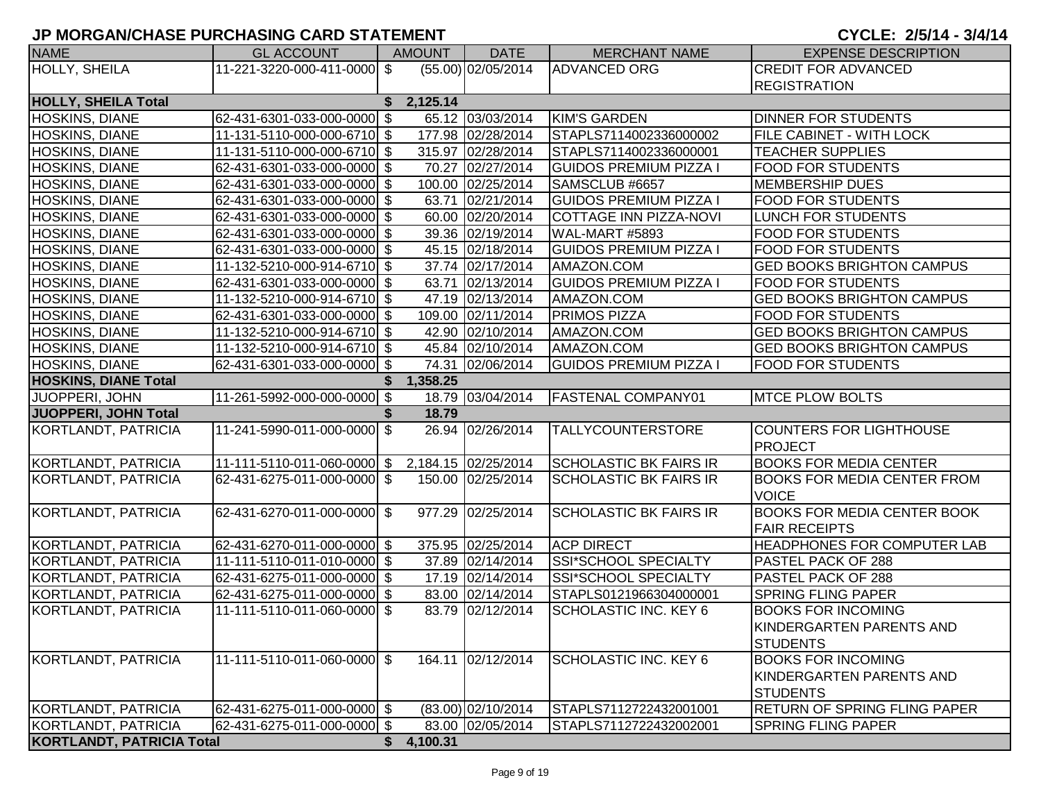# JP MORGAN/CHASE PURCHASING CARD STATEMENT

**CYCLE: 2/5/14 - 3/4/14**

| NAME | GL ACCOUNT | AMOUNT | DATE | MERCHANT NAME | EXPENSE DESCRIPTION |
|---|---|---|---|---|---|
| HOLLY, SHEILA | 11-221-3220-000-411-0000 | $ (55.00) | 02/05/2014 | ADVANCED ORG | CREDIT FOR ADVANCED REGISTRATION |
| **HOLLY, SHEILA Total** | | **$ 2,125.14** | | | |
| HOSKINS, DIANE | 62-431-6301-033-000-0000 | $ 65.12 | 03/03/2014 | KIM'S GARDEN | DINNER FOR STUDENTS |
| HOSKINS, DIANE | 11-131-5110-000-000-6710 | $ 177.98 | 02/28/2014 | STAPLS7114002336000002 | FILE CABINET - WITH LOCK |
| HOSKINS, DIANE | 11-131-5110-000-000-6710 | $ 315.97 | 02/28/2014 | STAPLS7114002336000001 | TEACHER SUPPLIES |
| HOSKINS, DIANE | 62-431-6301-033-000-0000 | $ 70.27 | 02/27/2014 | GUIDOS PREMIUM PIZZA I | FOOD FOR STUDENTS |
| HOSKINS, DIANE | 62-431-6301-033-000-0000 | $ 100.00 | 02/25/2014 | SAMSCLUB #6657 | MEMBERSHIP DUES |
| HOSKINS, DIANE | 62-431-6301-033-000-0000 | $ 63.71 | 02/21/2014 | GUIDOS PREMIUM PIZZA I | FOOD FOR STUDENTS |
| HOSKINS, DIANE | 62-431-6301-033-000-0000 | $ 60.00 | 02/20/2014 | COTTAGE INN PIZZA-NOVI | LUNCH FOR STUDENTS |
| HOSKINS, DIANE | 62-431-6301-033-000-0000 | $ 39.36 | 02/19/2014 | WAL-MART #5893 | FOOD FOR STUDENTS |
| HOSKINS, DIANE | 62-431-6301-033-000-0000 | $ 45.15 | 02/18/2014 | GUIDOS PREMIUM PIZZA I | FOOD FOR STUDENTS |
| HOSKINS, DIANE | 11-132-5210-000-914-6710 | $ 37.74 | 02/17/2014 | AMAZON.COM | GED BOOKS BRIGHTON CAMPUS |
| HOSKINS, DIANE | 62-431-6301-033-000-0000 | $ 63.71 | 02/13/2014 | GUIDOS PREMIUM PIZZA I | FOOD FOR STUDENTS |
| HOSKINS, DIANE | 11-132-5210-000-914-6710 | $ 47.19 | 02/13/2014 | AMAZON.COM | GED BOOKS BRIGHTON CAMPUS |
| HOSKINS, DIANE | 62-431-6301-033-000-0000 | $ 109.00 | 02/11/2014 | PRIMOS PIZZA | FOOD FOR STUDENTS |
| HOSKINS, DIANE | 11-132-5210-000-914-6710 | $ 42.90 | 02/10/2014 | AMAZON.COM | GED BOOKS BRIGHTON CAMPUS |
| HOSKINS, DIANE | 11-132-5210-000-914-6710 | $ 45.84 | 02/10/2014 | AMAZON.COM | GED BOOKS BRIGHTON CAMPUS |
| HOSKINS, DIANE | 62-431-6301-033-000-0000 | $ 74.31 | 02/06/2014 | GUIDOS PREMIUM PIZZA I | FOOD FOR STUDENTS |
| **HOSKINS, DIANE Total** | | **$ 1,358.25** | | | |
| JUOPPERI, JOHN | 11-261-5992-000-000-0000 | $ 18.79 | 03/04/2014 | FASTENAL COMPANY01 | MTCE PLOW BOLTS |
| **JUOPPERI, JOHN Total** | | **$ 18.79** | | | |
| KORTLANDT, PATRICIA | 11-241-5990-011-000-0000 | $ 26.94 | 02/26/2014 | TALLYCOUNTERSTORE | COUNTERS FOR LIGHTHOUSE PROJECT |
| KORTLANDT, PATRICIA | 11-111-5110-011-060-0000 | $ 2,184.15 | 02/25/2014 | SCHOLASTIC BK FAIRS IR | BOOKS FOR MEDIA CENTER |
| KORTLANDT, PATRICIA | 62-431-6275-011-000-0000 | $ 150.00 | 02/25/2014 | SCHOLASTIC BK FAIRS IR | BOOKS FOR MEDIA CENTER FROM VOICE |
| KORTLANDT, PATRICIA | 62-431-6270-011-000-0000 | $ 977.29 | 02/25/2014 | SCHOLASTIC BK FAIRS IR | BOOKS FOR MEDIA CENTER BOOK FAIR RECEIPTS |
| KORTLANDT, PATRICIA | 62-431-6270-011-000-0000 | $ 375.95 | 02/25/2014 | ACP DIRECT | HEADPHONES FOR COMPUTER LAB |
| KORTLANDT, PATRICIA | 11-111-5110-011-010-0000 | $ 37.89 | 02/14/2014 | SSI*SCHOOL SPECIALTY | PASTEL PACK OF 288 |
| KORTLANDT, PATRICIA | 62-431-6275-011-000-0000 | $ 17.19 | 02/14/2014 | SSI*SCHOOL SPECIALTY | PASTEL PACK OF 288 |
| KORTLANDT, PATRICIA | 62-431-6275-011-000-0000 | $ 83.00 | 02/14/2014 | STAPLS0121966304000001 | SPRING FLING PAPER |
| KORTLANDT, PATRICIA | 11-111-5110-011-060-0000 | $ 83.79 | 02/12/2014 | SCHOLASTIC INC. KEY 6 | BOOKS FOR INCOMING KINDERGARTEN PARENTS AND STUDENTS |
| KORTLANDT, PATRICIA | 11-111-5110-011-060-0000 | $ 164.11 | 02/12/2014 | SCHOLASTIC INC. KEY 6 | BOOKS FOR INCOMING KINDERGARTEN PARENTS AND STUDENTS |
| KORTLANDT, PATRICIA | 62-431-6275-011-000-0000 | $ (83.00) | 02/10/2014 | STAPLS7112722432001001 | RETURN OF SPRING FLING PAPER |
| KORTLANDT, PATRICIA | 62-431-6275-011-000-0000 | $ 83.00 | 02/05/2014 | STAPLS7112722432002001 | SPRING FLING PAPER |
| **KORTLANDT, PATRICIA Total** | | **$ 4,100.31** | | | |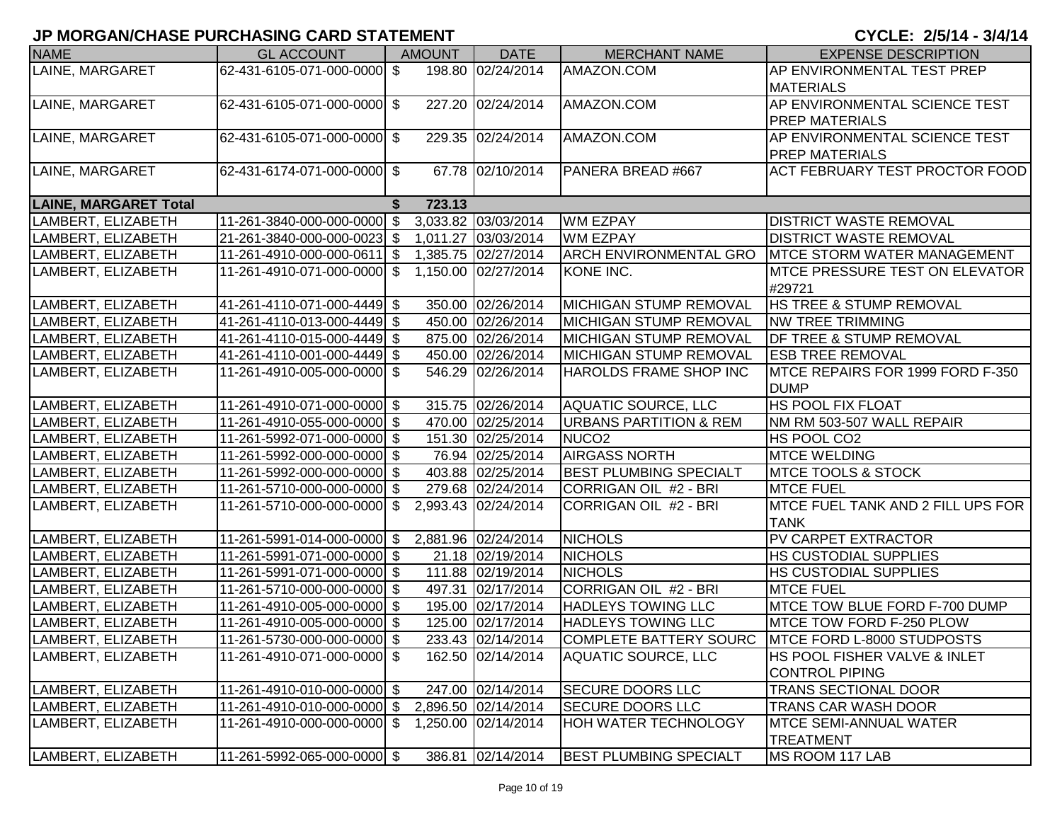# JP MORGAN/CHASE PURCHASING CARD STATEMENT

**CYCLE: 2/5/14 - 3/4/14**

| NAME | GL ACCOUNT | AMOUNT | DATE | MERCHANT NAME | EXPENSE DESCRIPTION |
|---|---|---|---|---|---|
| LAINE, MARGARET | 62-431-6105-071-000-0000 | $ 198.80 | 02/24/2014 | AMAZON.COM | AP ENVIRONMENTAL TEST PREP MATERIALS |
| LAINE, MARGARET | 62-431-6105-071-000-0000 | $ 227.20 | 02/24/2014 | AMAZON.COM | AP ENVIRONMENTAL SCIENCE TEST PREP MATERIALS |
| LAINE, MARGARET | 62-431-6105-071-000-0000 | $ 229.35 | 02/24/2014 | AMAZON.COM | AP ENVIRONMENTAL SCIENCE TEST PREP MATERIALS |
| LAINE, MARGARET | 62-431-6174-071-000-0000 | $ 67.78 | 02/10/2014 | PANERA BREAD #667 | ACT FEBRUARY TEST PROCTOR FOOD |
| **LAINE, MARGARET Total** | | **$ 723.13** | | | |
| LAMBERT, ELIZABETH | 11-261-3840-000-000-0000 | $ 3,033.82 | 03/03/2014 | WM EZPAY | DISTRICT WASTE REMOVAL |
| LAMBERT, ELIZABETH | 21-261-3840-000-000-0023 | $ 1,011.27 | 03/03/2014 | WM EZPAY | DISTRICT WASTE REMOVAL |
| LAMBERT, ELIZABETH | 11-261-4910-000-000-0611 | $ 1,385.75 | 02/27/2014 | ARCH ENVIRONMENTAL GRO | MTCE STORM WATER MANAGEMENT |
| LAMBERT, ELIZABETH | 11-261-4910-071-000-0000 | $ 1,150.00 | 02/27/2014 | KONE INC. | MTCE PRESSURE TEST ON ELEVATOR #29721 |
| LAMBERT, ELIZABETH | 41-261-4110-071-000-4449 | $ 350.00 | 02/26/2014 | MICHIGAN STUMP REMOVAL | HS TREE & STUMP REMOVAL |
| LAMBERT, ELIZABETH | 41-261-4110-013-000-4449 | $ 450.00 | 02/26/2014 | MICHIGAN STUMP REMOVAL | NW TREE TRIMMING |
| LAMBERT, ELIZABETH | 41-261-4110-015-000-4449 | $ 875.00 | 02/26/2014 | MICHIGAN STUMP REMOVAL | DF TREE & STUMP REMOVAL |
| LAMBERT, ELIZABETH | 41-261-4110-001-000-4449 | $ 450.00 | 02/26/2014 | MICHIGAN STUMP REMOVAL | ESB TREE REMOVAL |
| LAMBERT, ELIZABETH | 11-261-4910-005-000-0000 | $ 546.29 | 02/26/2014 | HAROLDS FRAME SHOP INC | MTCE REPAIRS FOR 1999 FORD F-350 DUMP |
| LAMBERT, ELIZABETH | 11-261-4910-071-000-0000 | $ 315.75 | 02/26/2014 | AQUATIC SOURCE, LLC | HS POOL FIX FLOAT |
| LAMBERT, ELIZABETH | 11-261-4910-055-000-0000 | $ 470.00 | 02/25/2014 | URBANS PARTITION & REM | NM RM 503-507 WALL REPAIR |
| LAMBERT, ELIZABETH | 11-261-5992-071-000-0000 | $ 151.30 | 02/25/2014 | NUCO2 | HS POOL CO2 |
| LAMBERT, ELIZABETH | 11-261-5992-000-000-0000 | $ 76.94 | 02/25/2014 | AIRGASS NORTH | MTCE WELDING |
| LAMBERT, ELIZABETH | 11-261-5992-000-000-0000 | $ 403.88 | 02/25/2014 | BEST PLUMBING SPECIALT | MTCE TOOLS & STOCK |
| LAMBERT, ELIZABETH | 11-261-5710-000-000-0000 | $ 279.68 | 02/24/2014 | CORRIGAN OIL #2 - BRI | MTCE FUEL |
| LAMBERT, ELIZABETH | 11-261-5710-000-000-0000 | $ 2,993.43 | 02/24/2014 | CORRIGAN OIL #2 - BRI | MTCE FUEL TANK AND 2 FILL UPS FOR TANK |
| LAMBERT, ELIZABETH | 11-261-5991-014-000-0000 | $ 2,881.96 | 02/24/2014 | NICHOLS | PV CARPET EXTRACTOR |
| LAMBERT, ELIZABETH | 11-261-5991-071-000-0000 | $ 21.18 | 02/19/2014 | NICHOLS | HS CUSTODIAL SUPPLIES |
| LAMBERT, ELIZABETH | 11-261-5991-071-000-0000 | $ 111.88 | 02/19/2014 | NICHOLS | HS CUSTODIAL SUPPLIES |
| LAMBERT, ELIZABETH | 11-261-5710-000-000-0000 | $ 497.31 | 02/17/2014 | CORRIGAN OIL #2 - BRI | MTCE FUEL |
| LAMBERT, ELIZABETH | 11-261-4910-005-000-0000 | $ 195.00 | 02/17/2014 | HADLEYS TOWING LLC | MTCE TOW BLUE FORD F-700 DUMP |
| LAMBERT, ELIZABETH | 11-261-4910-005-000-0000 | $ 125.00 | 02/17/2014 | HADLEYS TOWING LLC | MTCE TOW FORD F-250 PLOW |
| LAMBERT, ELIZABETH | 11-261-5730-000-000-0000 | $ 233.43 | 02/14/2014 | COMPLETE BATTERY SOURC | MTCE FORD L-8000 STUDPOSTS |
| LAMBERT, ELIZABETH | 11-261-4910-071-000-0000 | $ 162.50 | 02/14/2014 | AQUATIC SOURCE, LLC | HS POOL FISHER VALVE & INLET CONTROL PIPING |
| LAMBERT, ELIZABETH | 11-261-4910-010-000-0000 | $ 247.00 | 02/14/2014 | SECURE DOORS LLC | TRANS SECTIONAL DOOR |
| LAMBERT, ELIZABETH | 11-261-4910-010-000-0000 | $ 2,896.50 | 02/14/2014 | SECURE DOORS LLC | TRANS CAR WASH DOOR |
| LAMBERT, ELIZABETH | 11-261-4910-000-000-0000 | $ 1,250.00 | 02/14/2014 | HOH WATER TECHNOLOGY | MTCE SEMI-ANNUAL WATER TREATMENT |
| LAMBERT, ELIZABETH | 11-261-5992-065-000-0000 | $ 386.81 | 02/14/2014 | BEST PLUMBING SPECIALT | MS ROOM 117 LAB |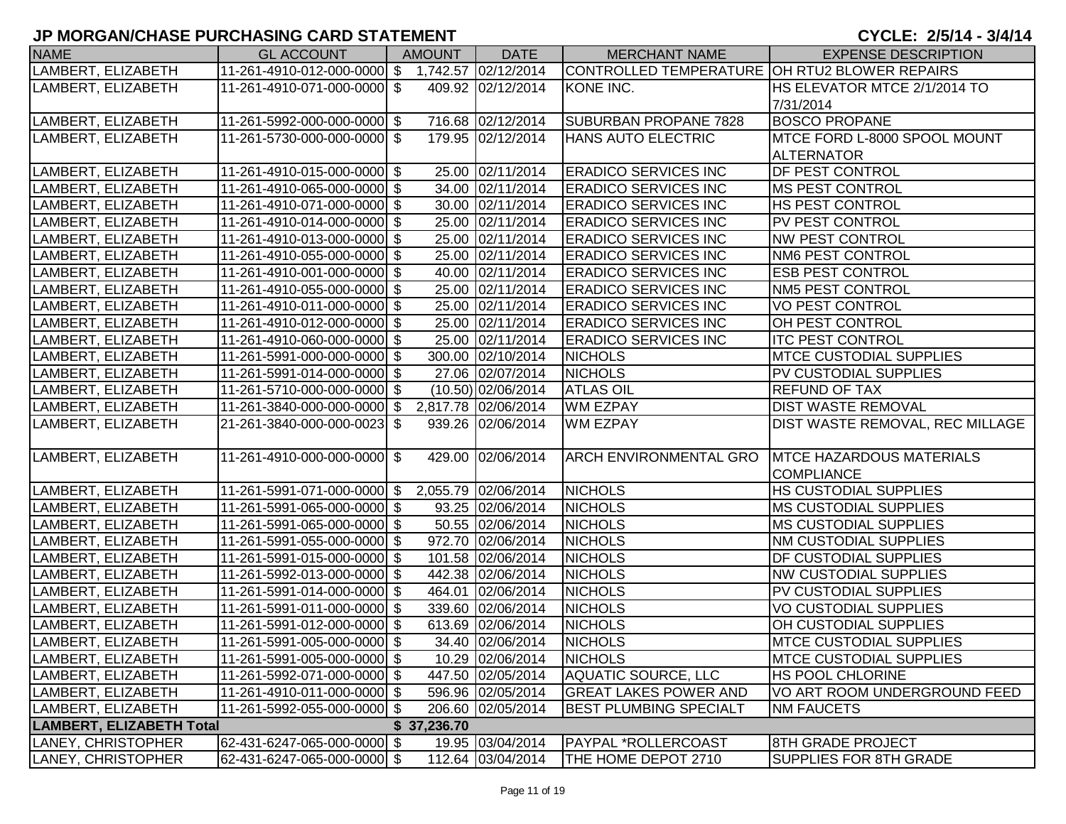# JP MORGAN/CHASE PURCHASING CARD STATEMENT

CYCLE: 2/5/14 - 3/4/14

| NAME | GL ACCOUNT | AMOUNT | DATE | MERCHANT NAME | EXPENSE DESCRIPTION |
|---|---|---|---|---|---|
| LAMBERT, ELIZABETH | 11-261-4910-012-000-0000 | $ 1,742.57 | 02/12/2014 | CONTROLLED TEMPERATURE | OH RTU2 BLOWER REPAIRS |
| LAMBERT, ELIZABETH | 11-261-4910-071-000-0000 | $ 409.92 | 02/12/2014 | KONE INC. | HS ELEVATOR MTCE 2/1/2014 TO 7/31/2014 |
| LAMBERT, ELIZABETH | 11-261-5992-000-000-0000 | $ 716.68 | 02/12/2014 | SUBURBAN PROPANE 7828 | BOSCO PROPANE |
| LAMBERT, ELIZABETH | 11-261-5730-000-000-0000 | $ 179.95 | 02/12/2014 | HANS AUTO ELECTRIC | MTCE FORD L-8000 SPOOL MOUNT ALTERNATOR |
| LAMBERT, ELIZABETH | 11-261-4910-015-000-0000 | $ 25.00 | 02/11/2014 | ERADICO SERVICES INC | DF PEST CONTROL |
| LAMBERT, ELIZABETH | 11-261-4910-065-000-0000 | $ 34.00 | 02/11/2014 | ERADICO SERVICES INC | MS PEST CONTROL |
| LAMBERT, ELIZABETH | 11-261-4910-071-000-0000 | $ 30.00 | 02/11/2014 | ERADICO SERVICES INC | HS PEST CONTROL |
| LAMBERT, ELIZABETH | 11-261-4910-014-000-0000 | $ 25.00 | 02/11/2014 | ERADICO SERVICES INC | PV PEST CONTROL |
| LAMBERT, ELIZABETH | 11-261-4910-013-000-0000 | $ 25.00 | 02/11/2014 | ERADICO SERVICES INC | NW PEST CONTROL |
| LAMBERT, ELIZABETH | 11-261-4910-055-000-0000 | $ 25.00 | 02/11/2014 | ERADICO SERVICES INC | NM6 PEST CONTROL |
| LAMBERT, ELIZABETH | 11-261-4910-001-000-0000 | $ 40.00 | 02/11/2014 | ERADICO SERVICES INC | ESB PEST CONTROL |
| LAMBERT, ELIZABETH | 11-261-4910-055-000-0000 | $ 25.00 | 02/11/2014 | ERADICO SERVICES INC | NM5 PEST CONTROL |
| LAMBERT, ELIZABETH | 11-261-4910-011-000-0000 | $ 25.00 | 02/11/2014 | ERADICO SERVICES INC | VO PEST CONTROL |
| LAMBERT, ELIZABETH | 11-261-4910-012-000-0000 | $ 25.00 | 02/11/2014 | ERADICO SERVICES INC | OH PEST CONTROL |
| LAMBERT, ELIZABETH | 11-261-4910-060-000-0000 | $ 25.00 | 02/11/2014 | ERADICO SERVICES INC | ITC PEST CONTROL |
| LAMBERT, ELIZABETH | 11-261-5991-000-000-0000 | $ 300.00 | 02/10/2014 | NICHOLS | MTCE CUSTODIAL SUPPLIES |
| LAMBERT, ELIZABETH | 11-261-5991-014-000-0000 | $ 27.06 | 02/07/2014 | NICHOLS | PV CUSTODIAL SUPPLIES |
| LAMBERT, ELIZABETH | 11-261-5710-000-000-0000 | $ (10.50) | 02/06/2014 | ATLAS OIL | REFUND OF TAX |
| LAMBERT, ELIZABETH | 11-261-3840-000-000-0000 | $ 2,817.78 | 02/06/2014 | WM EZPAY | DIST WASTE REMOVAL |
| LAMBERT, ELIZABETH | 21-261-3840-000-000-0023 | $ 939.26 | 02/06/2014 | WM EZPAY | DIST WASTE REMOVAL, REC MILLAGE |
| LAMBERT, ELIZABETH | 11-261-4910-000-000-0000 | $ 429.00 | 02/06/2014 | ARCH ENVIRONMENTAL GRO | MTCE HAZARDOUS MATERIALS COMPLIANCE |
| LAMBERT, ELIZABETH | 11-261-5991-071-000-0000 | $ 2,055.79 | 02/06/2014 | NICHOLS | HS CUSTODIAL SUPPLIES |
| LAMBERT, ELIZABETH | 11-261-5991-065-000-0000 | $ 93.25 | 02/06/2014 | NICHOLS | MS CUSTODIAL SUPPLIES |
| LAMBERT, ELIZABETH | 11-261-5991-065-000-0000 | $ 50.55 | 02/06/2014 | NICHOLS | MS CUSTODIAL SUPPLIES |
| LAMBERT, ELIZABETH | 11-261-5991-055-000-0000 | $ 972.70 | 02/06/2014 | NICHOLS | NM CUSTODIAL SUPPLIES |
| LAMBERT, ELIZABETH | 11-261-5991-015-000-0000 | $ 101.58 | 02/06/2014 | NICHOLS | DF CUSTODIAL SUPPLIES |
| LAMBERT, ELIZABETH | 11-261-5992-013-000-0000 | $ 442.38 | 02/06/2014 | NICHOLS | NW CUSTODIAL SUPPLIES |
| LAMBERT, ELIZABETH | 11-261-5991-014-000-0000 | $ 464.01 | 02/06/2014 | NICHOLS | PV CUSTODIAL SUPPLIES |
| LAMBERT, ELIZABETH | 11-261-5991-011-000-0000 | $ 339.60 | 02/06/2014 | NICHOLS | VO CUSTODIAL SUPPLIES |
| LAMBERT, ELIZABETH | 11-261-5991-012-000-0000 | $ 613.69 | 02/06/2014 | NICHOLS | OH CUSTODIAL SUPPLIES |
| LAMBERT, ELIZABETH | 11-261-5991-005-000-0000 | $ 34.40 | 02/06/2014 | NICHOLS | MTCE CUSTODIAL SUPPLIES |
| LAMBERT, ELIZABETH | 11-261-5991-005-000-0000 | $ 10.29 | 02/06/2014 | NICHOLS | MTCE CUSTODIAL SUPPLIES |
| LAMBERT, ELIZABETH | 11-261-5992-071-000-0000 | $ 447.50 | 02/05/2014 | AQUATIC SOURCE, LLC | HS POOL CHLORINE |
| LAMBERT, ELIZABETH | 11-261-4910-011-000-0000 | $ 596.96 | 02/05/2014 | GREAT LAKES POWER AND | VO ART ROOM UNDERGROUND FEED |
| LAMBERT, ELIZABETH | 11-261-5992-055-000-0000 | $ 206.60 | 02/05/2014 | BEST PLUMBING SPECIALT | NM FAUCETS |
| **LAMBERT, ELIZABETH Total** | | **$ 37,236.70** | | | |
| LANEY, CHRISTOPHER | 62-431-6247-065-000-0000 | $ 19.95 | 03/04/2014 | PAYPAL *ROLLERCOAST | 8TH GRADE PROJECT |
| LANEY, CHRISTOPHER | 62-431-6247-065-000-0000 | $ 112.64 | 03/04/2014 | THE HOME DEPOT 2710 | SUPPLIES FOR 8TH GRADE |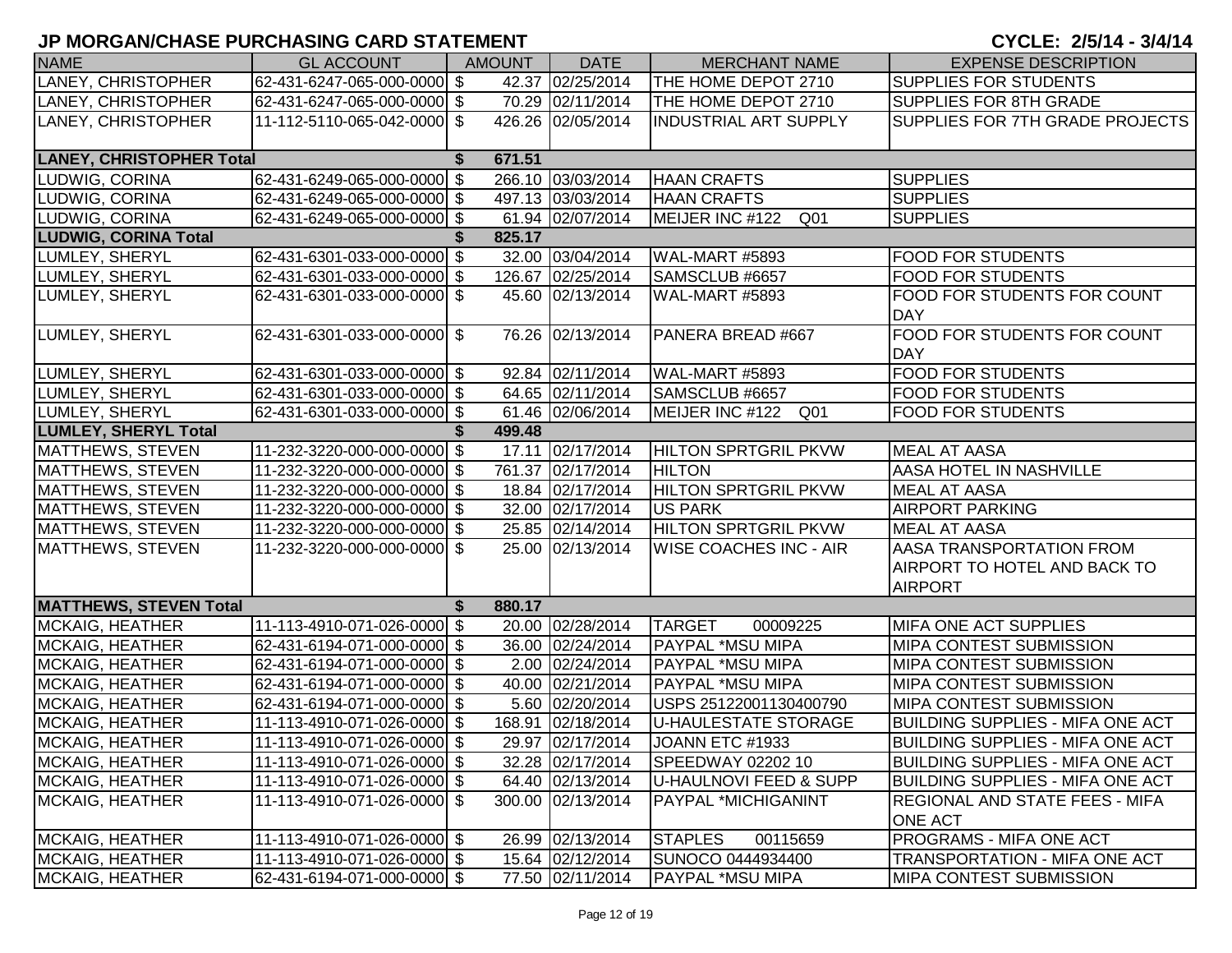# JP MORGAN/CHASE PURCHASING CARD STATEMENT

**CYCLE: 2/5/14 - 3/4/14**

| NAME | GL ACCOUNT | AMOUNT | DATE | MERCHANT NAME | EXPENSE DESCRIPTION |
|---|---|---|---|---|---|
| LANEY, CHRISTOPHER | 62-431-6247-065-000-0000 | $ 42.37 | 02/25/2014 | THE HOME DEPOT 2710 | SUPPLIES FOR STUDENTS |
| LANEY, CHRISTOPHER | 62-431-6247-065-000-0000 | $ 70.29 | 02/11/2014 | THE HOME DEPOT 2710 | SUPPLIES FOR 8TH GRADE |
| LANEY, CHRISTOPHER | 11-112-5110-065-042-0000 | $ 426.26 | 02/05/2014 | INDUSTRIAL ART SUPPLY | SUPPLIES FOR 7TH GRADE PROJECTS |
| **LANEY, CHRISTOPHER Total** | | **$ 671.51** | | | |
| LUDWIG, CORINA | 62-431-6249-065-000-0000 | $ 266.10 | 03/03/2014 | HAAN CRAFTS | SUPPLIES |
| LUDWIG, CORINA | 62-431-6249-065-000-0000 | $ 497.13 | 03/03/2014 | HAAN CRAFTS | SUPPLIES |
| LUDWIG, CORINA | 62-431-6249-065-000-0000 | $ 61.94 | 02/07/2014 | MEIJER INC #122 Q01 | SUPPLIES |
| **LUDWIG, CORINA Total** | | **$ 825.17** | | | |
| LUMLEY, SHERYL | 62-431-6301-033-000-0000 | $ 32.00 | 03/04/2014 | WAL-MART #5893 | FOOD FOR STUDENTS |
| LUMLEY, SHERYL | 62-431-6301-033-000-0000 | $ 126.67 | 02/25/2014 | SAMSCLUB #6657 | FOOD FOR STUDENTS |
| LUMLEY, SHERYL | 62-431-6301-033-000-0000 | $ 45.60 | 02/13/2014 | WAL-MART #5893 | FOOD FOR STUDENTS FOR COUNT DAY |
| LUMLEY, SHERYL | 62-431-6301-033-000-0000 | $ 76.26 | 02/13/2014 | PANERA BREAD #667 | FOOD FOR STUDENTS FOR COUNT DAY |
| LUMLEY, SHERYL | 62-431-6301-033-000-0000 | $ 92.84 | 02/11/2014 | WAL-MART #5893 | FOOD FOR STUDENTS |
| LUMLEY, SHERYL | 62-431-6301-033-000-0000 | $ 64.65 | 02/11/2014 | SAMSCLUB #6657 | FOOD FOR STUDENTS |
| LUMLEY, SHERYL | 62-431-6301-033-000-0000 | $ 61.46 | 02/06/2014 | MEIJER INC #122 Q01 | FOOD FOR STUDENTS |
| **LUMLEY, SHERYL Total** | | **$ 499.48** | | | |
| MATTHEWS, STEVEN | 11-232-3220-000-000-0000 | $ 17.11 | 02/17/2014 | HILTON SPRTGRIL PKVW | MEAL AT AASA |
| MATTHEWS, STEVEN | 11-232-3220-000-000-0000 | $ 761.37 | 02/17/2014 | HILTON | AASA HOTEL IN NASHVILLE |
| MATTHEWS, STEVEN | 11-232-3220-000-000-0000 | $ 18.84 | 02/17/2014 | HILTON SPRTGRIL PKVW | MEAL AT AASA |
| MATTHEWS, STEVEN | 11-232-3220-000-000-0000 | $ 32.00 | 02/17/2014 | US PARK | AIRPORT PARKING |
| MATTHEWS, STEVEN | 11-232-3220-000-000-0000 | $ 25.85 | 02/14/2014 | HILTON SPRTGRIL PKVW | MEAL AT AASA |
| MATTHEWS, STEVEN | 11-232-3220-000-000-0000 | $ 25.00 | 02/13/2014 | WISE COACHES INC - AIR | AASA TRANSPORTATION FROM AIRPORT TO HOTEL AND BACK TO AIRPORT |
| **MATTHEWS, STEVEN Total** | | **$ 880.17** | | | |
| MCKAIG, HEATHER | 11-113-4910-071-026-0000 | $ 20.00 | 02/28/2014 | TARGET 00009225 | MIFA ONE ACT SUPPLIES |
| MCKAIG, HEATHER | 62-431-6194-071-000-0000 | $ 36.00 | 02/24/2014 | PAYPAL *MSU MIPA | MIPA CONTEST SUBMISSION |
| MCKAIG, HEATHER | 62-431-6194-071-000-0000 | $ 2.00 | 02/24/2014 | PAYPAL *MSU MIPA | MIPA CONTEST SUBMISSION |
| MCKAIG, HEATHER | 62-431-6194-071-000-0000 | $ 40.00 | 02/21/2014 | PAYPAL *MSU MIPA | MIPA CONTEST SUBMISSION |
| MCKAIG, HEATHER | 62-431-6194-071-000-0000 | $ 5.60 | 02/20/2014 | USPS 25122001130400790 | MIPA CONTEST SUBMISSION |
| MCKAIG, HEATHER | 11-113-4910-071-026-0000 | $ 168.91 | 02/18/2014 | U-HAULESTATE STORAGE | BUILDING SUPPLIES - MIFA ONE ACT |
| MCKAIG, HEATHER | 11-113-4910-071-026-0000 | $ 29.97 | 02/17/2014 | JOANN ETC #1933 | BUILDING SUPPLIES - MIFA ONE ACT |
| MCKAIG, HEATHER | 11-113-4910-071-026-0000 | $ 32.28 | 02/17/2014 | SPEEDWAY 02202 10 | BUILDING SUPPLIES - MIFA ONE ACT |
| MCKAIG, HEATHER | 11-113-4910-071-026-0000 | $ 64.40 | 02/13/2014 | U-HAULNOVI FEED & SUPP | BUILDING SUPPLIES - MIFA ONE ACT |
| MCKAIG, HEATHER | 11-113-4910-071-026-0000 | $ 300.00 | 02/13/2014 | PAYPAL *MICHIGANINT | REGIONAL AND STATE FEES - MIFA ONE ACT |
| MCKAIG, HEATHER | 11-113-4910-071-026-0000 | $ 26.99 | 02/13/2014 | STAPLES 00115659 | PROGRAMS - MIFA ONE ACT |
| MCKAIG, HEATHER | 11-113-4910-071-026-0000 | $ 15.64 | 02/12/2014 | SUNOCO 0444934400 | TRANSPORTATION - MIFA ONE ACT |
| MCKAIG, HEATHER | 62-431-6194-071-000-0000 | $ 77.50 | 02/11/2014 | PAYPAL *MSU MIPA | MIPA CONTEST SUBMISSION |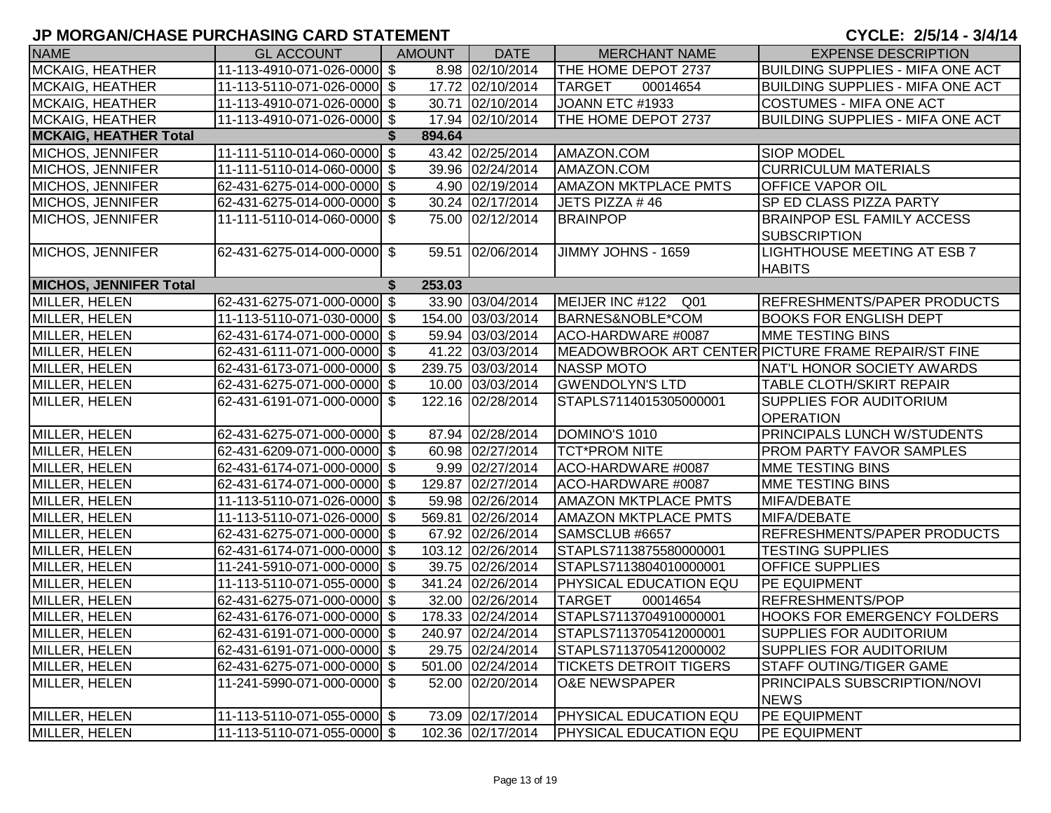# JP MORGAN/CHASE PURCHASING CARD STATEMENT

**CYCLE: 2/5/14 - 3/4/14**

| NAME | GL ACCOUNT | AMOUNT | DATE | MERCHANT NAME | EXPENSE DESCRIPTION |
|---|---|---|---|---|---|
| MCKAIG, HEATHER | 11-113-4910-071-026-0000 | $ 8.98 | 02/10/2014 | THE HOME DEPOT 2737 | BUILDING SUPPLIES - MIFA ONE ACT |
| MCKAIG, HEATHER | 11-113-5110-071-026-0000 | $ 17.72 | 02/10/2014 | TARGET 00014654 | BUILDING SUPPLIES - MIFA ONE ACT |
| MCKAIG, HEATHER | 11-113-4910-071-026-0000 | $ 30.71 | 02/10/2014 | JOANN ETC #1933 | COSTUMES - MIFA ONE ACT |
| MCKAIG, HEATHER | 11-113-4910-071-026-0000 | $ 17.94 | 02/10/2014 | THE HOME DEPOT 2737 | BUILDING SUPPLIES - MIFA ONE ACT |
| **MCKAIG, HEATHER Total** | | **$ 894.64** | | | |
| MICHOS, JENNIFER | 11-111-5110-014-060-0000 | $ 43.42 | 02/25/2014 | AMAZON.COM | SIOP MODEL |
| MICHOS, JENNIFER | 11-111-5110-014-060-0000 | $ 39.96 | 02/24/2014 | AMAZON.COM | CURRICULUM MATERIALS |
| MICHOS, JENNIFER | 62-431-6275-014-000-0000 | $ 4.90 | 02/19/2014 | AMAZON MKTPLACE PMTS | OFFICE VAPOR OIL |
| MICHOS, JENNIFER | 62-431-6275-014-000-0000 | $ 30.24 | 02/17/2014 | JETS PIZZA # 46 | SP ED CLASS PIZZA PARTY |
| MICHOS, JENNIFER | 11-111-5110-014-060-0000 | $ 75.00 | 02/12/2014 | BRAINPOP | BRAINPOP ESL FAMILY ACCESS SUBSCRIPTION |
| MICHOS, JENNIFER | 62-431-6275-014-000-0000 | $ 59.51 | 02/06/2014 | JIMMY JOHNS - 1659 | LIGHTHOUSE MEETING AT ESB 7 HABITS |
| **MICHOS, JENNIFER Total** | | **$ 253.03** | | | |
| MILLER, HELEN | 62-431-6275-071-000-0000 | $ 33.90 | 03/04/2014 | MEIJER INC #122 Q01 | REFRESHMENTS/PAPER PRODUCTS |
| MILLER, HELEN | 11-113-5110-071-030-0000 | $ 154.00 | 03/03/2014 | BARNES&NOBLE*COM | BOOKS FOR ENGLISH DEPT |
| MILLER, HELEN | 62-431-6174-071-000-0000 | $ 59.94 | 03/03/2014 | ACO-HARDWARE #0087 | MME TESTING BINS |
| MILLER, HELEN | 62-431-6111-071-000-0000 | $ 41.22 | 03/03/2014 | MEADOWBROOK ART CENTER | PICTURE FRAME REPAIR/ST FINE |
| MILLER, HELEN | 62-431-6173-071-000-0000 | $ 239.75 | 03/03/2014 | NASSP MOTO | NAT'L HONOR SOCIETY AWARDS |
| MILLER, HELEN | 62-431-6275-071-000-0000 | $ 10.00 | 03/03/2014 | GWENDOLYN'S LTD | TABLE CLOTH/SKIRT REPAIR |
| MILLER, HELEN | 62-431-6191-071-000-0000 | $ 122.16 | 02/28/2014 | STAPLS7114015305000001 | SUPPLIES FOR AUDITORIUM OPERATION |
| MILLER, HELEN | 62-431-6275-071-000-0000 | $ 87.94 | 02/28/2014 | DOMINO'S 1010 | PRINCIPALS LUNCH W/STUDENTS |
| MILLER, HELEN | 62-431-6209-071-000-0000 | $ 60.98 | 02/27/2014 | TCT*PROM NITE | PROM PARTY FAVOR SAMPLES |
| MILLER, HELEN | 62-431-6174-071-000-0000 | $ 9.99 | 02/27/2014 | ACO-HARDWARE #0087 | MME TESTING BINS |
| MILLER, HELEN | 62-431-6174-071-000-0000 | $ 129.87 | 02/27/2014 | ACO-HARDWARE #0087 | MME TESTING BINS |
| MILLER, HELEN | 11-113-5110-071-026-0000 | $ 59.98 | 02/26/2014 | AMAZON MKTPLACE PMTS | MIFA/DEBATE |
| MILLER, HELEN | 11-113-5110-071-026-0000 | $ 569.81 | 02/26/2014 | AMAZON MKTPLACE PMTS | MIFA/DEBATE |
| MILLER, HELEN | 62-431-6275-071-000-0000 | $ 67.92 | 02/26/2014 | SAMSCLUB #6657 | REFRESHMENTS/PAPER PRODUCTS |
| MILLER, HELEN | 62-431-6174-071-000-0000 | $ 103.12 | 02/26/2014 | STAPLS7113875580000001 | TESTING SUPPLIES |
| MILLER, HELEN | 11-241-5910-071-000-0000 | $ 39.75 | 02/26/2014 | STAPLS7113804010000001 | OFFICE SUPPLIES |
| MILLER, HELEN | 11-113-5110-071-055-0000 | $ 341.24 | 02/26/2014 | PHYSICAL EDUCATION EQU | PE EQUIPMENT |
| MILLER, HELEN | 62-431-6275-071-000-0000 | $ 32.00 | 02/26/2014 | TARGET 00014654 | REFRESHMENTS/POP |
| MILLER, HELEN | 62-431-6176-071-000-0000 | $ 178.33 | 02/24/2014 | STAPLS7113704910000001 | HOOKS FOR EMERGENCY FOLDERS |
| MILLER, HELEN | 62-431-6191-071-000-0000 | $ 240.97 | 02/24/2014 | STAPLS7113705412000001 | SUPPLIES FOR AUDITORIUM |
| MILLER, HELEN | 62-431-6191-071-000-0000 | $ 29.75 | 02/24/2014 | STAPLS7113705412000002 | SUPPLIES FOR AUDITORIUM |
| MILLER, HELEN | 62-431-6275-071-000-0000 | $ 501.00 | 02/24/2014 | TICKETS DETROIT TIGERS | STAFF OUTING/TIGER GAME |
| MILLER, HELEN | 11-241-5990-071-000-0000 | $ 52.00 | 02/20/2014 | O&E NEWSPAPER | PRINCIPALS SUBSCRIPTION/NOVI NEWS |
| MILLER, HELEN | 11-113-5110-071-055-0000 | $ 73.09 | 02/17/2014 | PHYSICAL EDUCATION EQU | PE EQUIPMENT |
| MILLER, HELEN | 11-113-5110-071-055-0000 | $ 102.36 | 02/17/2014 | PHYSICAL EDUCATION EQU | PE EQUIPMENT |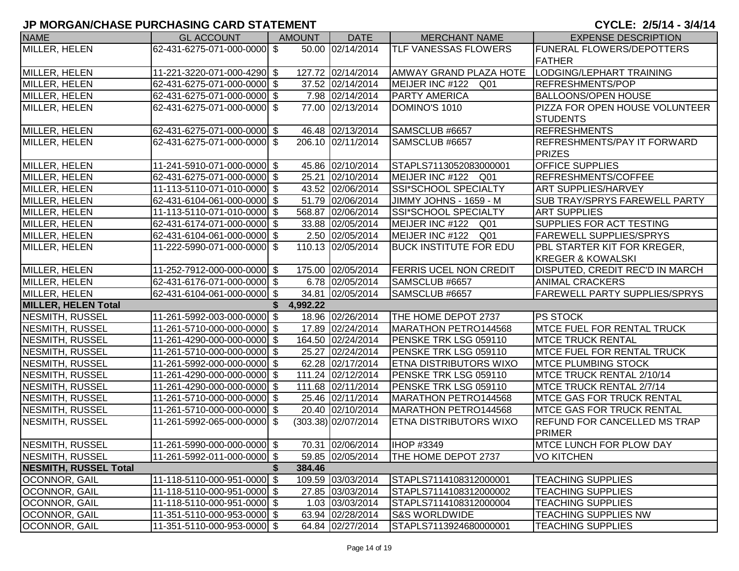## JP MORGAN/CHASE PURCHASING CARD STATEMENT

**CYCLE: 2/5/14 - 3/4/14**

| NAME | GL ACCOUNT | AMOUNT | DATE | MERCHANT NAME | EXPENSE DESCRIPTION |
|---|---|---|---|---|---|
| MILLER, HELEN | 62-431-6275-071-000-0000 | $ 50.00 | 02/14/2014 | TLF VANESSAS FLOWERS | FUNERAL FLOWERS/DEPOTTERS FATHER |
| MILLER, HELEN | 11-221-3220-071-000-4290 | $ 127.72 | 02/14/2014 | AMWAY GRAND PLAZA HOTE | LODGING/LEPHART TRAINING |
| MILLER, HELEN | 62-431-6275-071-000-0000 | $ 37.52 | 02/14/2014 | MEIJER INC #122 Q01 | REFRESHMENTS/POP |
| MILLER, HELEN | 62-431-6275-071-000-0000 | $ 7.98 | 02/14/2014 | PARTY AMERICA | BALLOONS/OPEN HOUSE |
| MILLER, HELEN | 62-431-6275-071-000-0000 | $ 77.00 | 02/13/2014 | DOMINO'S 1010 | PIZZA FOR OPEN HOUSE VOLUNTEER STUDENTS |
| MILLER, HELEN | 62-431-6275-071-000-0000 | $ 46.48 | 02/13/2014 | SAMSCLUB #6657 | REFRESHMENTS |
| MILLER, HELEN | 62-431-6275-071-000-0000 | $ 206.10 | 02/11/2014 | SAMSCLUB #6657 | REFRESHMENTS/PAY IT FORWARD PRIZES |
| MILLER, HELEN | 11-241-5910-071-000-0000 | $ 45.86 | 02/10/2014 | STAPLS7113052083000001 | OFFICE SUPPLIES |
| MILLER, HELEN | 62-431-6275-071-000-0000 | $ 25.21 | 02/10/2014 | MEIJER INC #122 Q01 | REFRESHMENTS/COFFEE |
| MILLER, HELEN | 11-113-5110-071-010-0000 | $ 43.52 | 02/06/2014 | SSI*SCHOOL SPECIALTY | ART SUPPLIES/HARVEY |
| MILLER, HELEN | 62-431-6104-061-000-0000 | $ 51.79 | 02/06/2014 | JIMMY JOHNS - 1659 - M | SUB TRAY/SPRYS FAREWELL PARTY |
| MILLER, HELEN | 11-113-5110-071-010-0000 | $ 568.87 | 02/06/2014 | SSI*SCHOOL SPECIALTY | ART SUPPLIES |
| MILLER, HELEN | 62-431-6174-071-000-0000 | $ 33.88 | 02/05/2014 | MEIJER INC #122 Q01 | SUPPLIES FOR ACT TESTING |
| MILLER, HELEN | 62-431-6104-061-000-0000 | $ 2.50 | 02/05/2014 | MEIJER INC #122 Q01 | FAREWELL SUPPLIES/SPRYS |
| MILLER, HELEN | 11-222-5990-071-000-0000 | $ 110.13 | 02/05/2014 | BUCK INSTITUTE FOR EDU | PBL STARTER KIT FOR KREGER, KREGER & KOWALSKI |
| MILLER, HELEN | 11-252-7912-000-000-0000 | $ 175.00 | 02/05/2014 | FERRIS UCEL NON CREDIT | DISPUTED, CREDIT REC'D IN MARCH |
| MILLER, HELEN | 62-431-6176-071-000-0000 | $ 6.78 | 02/05/2014 | SAMSCLUB #6657 | ANIMAL CRACKERS |
| MILLER, HELEN | 62-431-6104-061-000-0000 | $ 34.81 | 02/05/2014 | SAMSCLUB #6657 | FAREWELL PARTY SUPPLIES/SPRYS |
| **MILLER, HELEN Total** | | **$ 4,992.22** | | | |
| NESMITH, RUSSEL | 11-261-5992-003-000-0000 | $ 18.96 | 02/26/2014 | THE HOME DEPOT 2737 | PS STOCK |
| NESMITH, RUSSEL | 11-261-5710-000-000-0000 | $ 17.89 | 02/24/2014 | MARATHON PETRO144568 | MTCE FUEL FOR RENTAL TRUCK |
| NESMITH, RUSSEL | 11-261-4290-000-000-0000 | $ 164.50 | 02/24/2014 | PENSKE TRK LSG 059110 | MTCE TRUCK RENTAL |
| NESMITH, RUSSEL | 11-261-5710-000-000-0000 | $ 25.27 | 02/24/2014 | PENSKE TRK LSG 059110 | MTCE FUEL FOR RENTAL TRUCK |
| NESMITH, RUSSEL | 11-261-5992-000-000-0000 | $ 62.28 | 02/17/2014 | ETNA DISTRIBUTORS WIXO | MTCE PLUMBING STOCK |
| NESMITH, RUSSEL | 11-261-4290-000-000-0000 | $ 111.24 | 02/12/2014 | PENSKE TRK LSG 059110 | MTCE TRUCK RENTAL 2/10/14 |
| NESMITH, RUSSEL | 11-261-4290-000-000-0000 | $ 111.68 | 02/11/2014 | PENSKE TRK LSG 059110 | MTCE TRUCK RENTAL 2/7/14 |
| NESMITH, RUSSEL | 11-261-5710-000-000-0000 | $ 25.46 | 02/11/2014 | MARATHON PETRO144568 | MTCE GAS FOR TRUCK RENTAL |
| NESMITH, RUSSEL | 11-261-5710-000-000-0000 | $ 20.40 | 02/10/2014 | MARATHON PETRO144568 | MTCE GAS FOR TRUCK RENTAL |
| NESMITH, RUSSEL | 11-261-5992-065-000-0000 | $ (303.38) | 02/07/2014 | ETNA DISTRIBUTORS WIXO | REFUND FOR CANCELLED MS TRAP PRIMER |
| NESMITH, RUSSEL | 11-261-5990-000-000-0000 | $ 70.31 | 02/06/2014 | IHOP #3349 | MTCE LUNCH FOR PLOW DAY |
| NESMITH, RUSSEL | 11-261-5992-011-000-0000 | $ 59.85 | 02/05/2014 | THE HOME DEPOT 2737 | VO KITCHEN |
| **NESMITH, RUSSEL Total** | | **$ 384.46** | | | |
| OCONNOR, GAIL | 11-118-5110-000-951-0000 | $ 109.59 | 03/03/2014 | STAPLS7114108312000001 | TEACHING SUPPLIES |
| OCONNOR, GAIL | 11-118-5110-000-951-0000 | $ 27.85 | 03/03/2014 | STAPLS7114108312000002 | TEACHING SUPPLIES |
| OCONNOR, GAIL | 11-118-5110-000-951-0000 | $ 1.03 | 03/03/2014 | STAPLS7114108312000004 | TEACHING SUPPLIES |
| OCONNOR, GAIL | 11-351-5110-000-953-0000 | $ 63.94 | 02/28/2014 | S&S WORLDWIDE | TEACHING SUPPLIES NW |
| OCONNOR, GAIL | 11-351-5110-000-953-0000 | $ 64.84 | 02/27/2014 | STAPLS7113924680000001 | TEACHING SUPPLIES |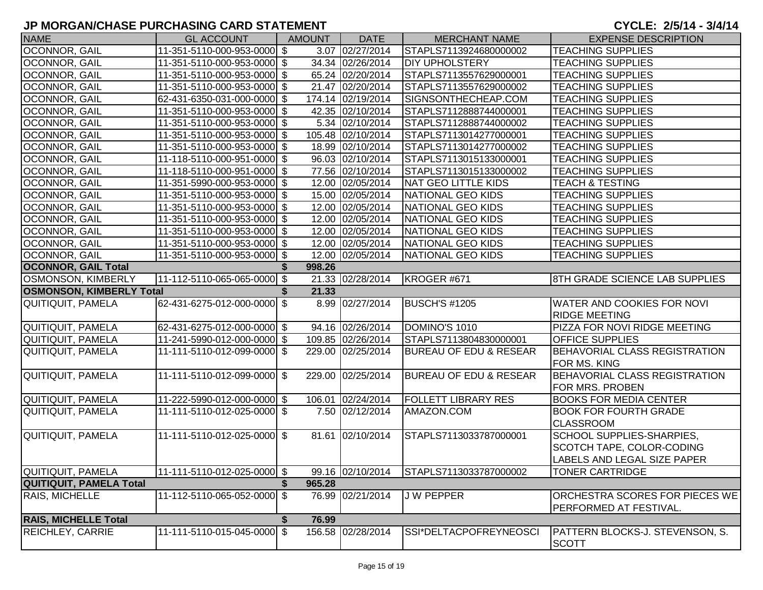## JP MORGAN/CHASE PURCHASING CARD STATEMENT

**CYCLE: 2/5/14 - 3/4/14**

| NAME | GL ACCOUNT | AMOUNT | DATE | MERCHANT NAME | EXPENSE DESCRIPTION |
|---|---|---|---|---|---|
| OCONNOR, GAIL | 11-351-5110-000-953-0000 | $ 3.07 | 02/27/2014 | STAPLS7113924680000002 | TEACHING SUPPLIES |
| OCONNOR, GAIL | 11-351-5110-000-953-0000 | $ 34.34 | 02/26/2014 | DIY UPHOLSTERY | TEACHING SUPPLIES |
| OCONNOR, GAIL | 11-351-5110-000-953-0000 | $ 65.24 | 02/20/2014 | STAPLS7113557629000001 | TEACHING SUPPLIES |
| OCONNOR, GAIL | 11-351-5110-000-953-0000 | $ 21.47 | 02/20/2014 | STAPLS7113557629000002 | TEACHING SUPPLIES |
| OCONNOR, GAIL | 62-431-6350-031-000-0000 | $ 174.14 | 02/19/2014 | SIGNSONTHECHEAP.COM | TEACHING SUPPLIES |
| OCONNOR, GAIL | 11-351-5110-000-953-0000 | $ 42.35 | 02/10/2014 | STAPLS7112888744000001 | TEACHING SUPPLIES |
| OCONNOR, GAIL | 11-351-5110-000-953-0000 | $ 5.34 | 02/10/2014 | STAPLS7112888744000002 | TEACHING SUPPLIES |
| OCONNOR, GAIL | 11-351-5110-000-953-0000 | $ 105.48 | 02/10/2014 | STAPLS7113014277000001 | TEACHING SUPPLIES |
| OCONNOR, GAIL | 11-351-5110-000-953-0000 | $ 18.99 | 02/10/2014 | STAPLS7113014277000002 | TEACHING SUPPLIES |
| OCONNOR, GAIL | 11-118-5110-000-951-0000 | $ 96.03 | 02/10/2014 | STAPLS7113015133000001 | TEACHING SUPPLIES |
| OCONNOR, GAIL | 11-118-5110-000-951-0000 | $ 77.56 | 02/10/2014 | STAPLS7113015133000002 | TEACHING SUPPLIES |
| OCONNOR, GAIL | 11-351-5990-000-953-0000 | $ 12.00 | 02/05/2014 | NAT GEO LITTLE KIDS | TEACH & TESTING |
| OCONNOR, GAIL | 11-351-5110-000-953-0000 | $ 15.00 | 02/05/2014 | NATIONAL GEO KIDS | TEACHING SUPPLIES |
| OCONNOR, GAIL | 11-351-5110-000-953-0000 | $ 12.00 | 02/05/2014 | NATIONAL GEO KIDS | TEACHING SUPPLIES |
| OCONNOR, GAIL | 11-351-5110-000-953-0000 | $ 12.00 | 02/05/2014 | NATIONAL GEO KIDS | TEACHING SUPPLIES |
| OCONNOR, GAIL | 11-351-5110-000-953-0000 | $ 12.00 | 02/05/2014 | NATIONAL GEO KIDS | TEACHING SUPPLIES |
| OCONNOR, GAIL | 11-351-5110-000-953-0000 | $ 12.00 | 02/05/2014 | NATIONAL GEO KIDS | TEACHING SUPPLIES |
| OCONNOR, GAIL | 11-351-5110-000-953-0000 | $ 12.00 | 02/05/2014 | NATIONAL GEO KIDS | TEACHING SUPPLIES |
| **OCONNOR, GAIL Total** | | **$ 998.26** | | | |
| OSMONSON, KIMBERLY | 11-112-5110-065-065-0000 | $ 21.33 | 02/28/2014 | KROGER #671 | 8TH GRADE SCIENCE LAB SUPPLIES |
| **OSMONSON, KIMBERLY Total** | | **$ 21.33** | | | |
| QUITIQUIT, PAMELA | 62-431-6275-012-000-0000 | $ 8.99 | 02/27/2014 | BUSCH'S #1205 | WATER AND COOKIES FOR NOVI RIDGE MEETING |
| QUITIQUIT, PAMELA | 62-431-6275-012-000-0000 | $ 94.16 | 02/26/2014 | DOMINO'S 1010 | PIZZA FOR NOVI RIDGE MEETING |
| QUITIQUIT, PAMELA | 11-241-5990-012-000-0000 | $ 109.85 | 02/26/2014 | STAPLS7113804830000001 | OFFICE SUPPLIES |
| QUITIQUIT, PAMELA | 11-111-5110-012-099-0000 | $ 229.00 | 02/25/2014 | BUREAU OF EDU & RESEAR | BEHAVORIAL CLASS REGISTRATION FOR MS. KING |
| QUITIQUIT, PAMELA | 11-111-5110-012-099-0000 | $ 229.00 | 02/25/2014 | BUREAU OF EDU & RESEAR | BEHAVORIAL CLASS REGISTRATION FOR MRS. PROBEN |
| QUITIQUIT, PAMELA | 11-222-5990-012-000-0000 | $ 106.01 | 02/24/2014 | FOLLETT LIBRARY RES | BOOKS FOR MEDIA CENTER |
| QUITIQUIT, PAMELA | 11-111-5110-012-025-0000 | $ 7.50 | 02/12/2014 | AMAZON.COM | BOOK FOR FOURTH GRADE CLASSROOM |
| QUITIQUIT, PAMELA | 11-111-5110-012-025-0000 | $ 81.61 | 02/10/2014 | STAPLS7113033787000001 | SCHOOL SUPPLIES-SHARPIES, SCOTCH TAPE, COLOR-CODING LABELS AND LEGAL SIZE PAPER |
| QUITIQUIT, PAMELA | 11-111-5110-012-025-0000 | $ 99.16 | 02/10/2014 | STAPLS7113033787000002 | TONER CARTRIDGE |
| **QUITIQUIT, PAMELA Total** | | **$ 965.28** | | | |
| RAIS, MICHELLE | 11-112-5110-065-052-0000 | $ 76.99 | 02/21/2014 | J W PEPPER | ORCHESTRA SCORES FOR PIECES WE PERFORMED AT FESTIVAL. |
| **RAIS, MICHELLE Total** | | **$ 76.99** | | | |
| REICHLEY, CARRIE | 11-111-5110-015-045-0000 | $ 156.58 | 02/28/2014 | SSI*DELTACPOFREYNEOSCI | PATTERN BLOCKS-J. STEVENSON, S. SCOTT |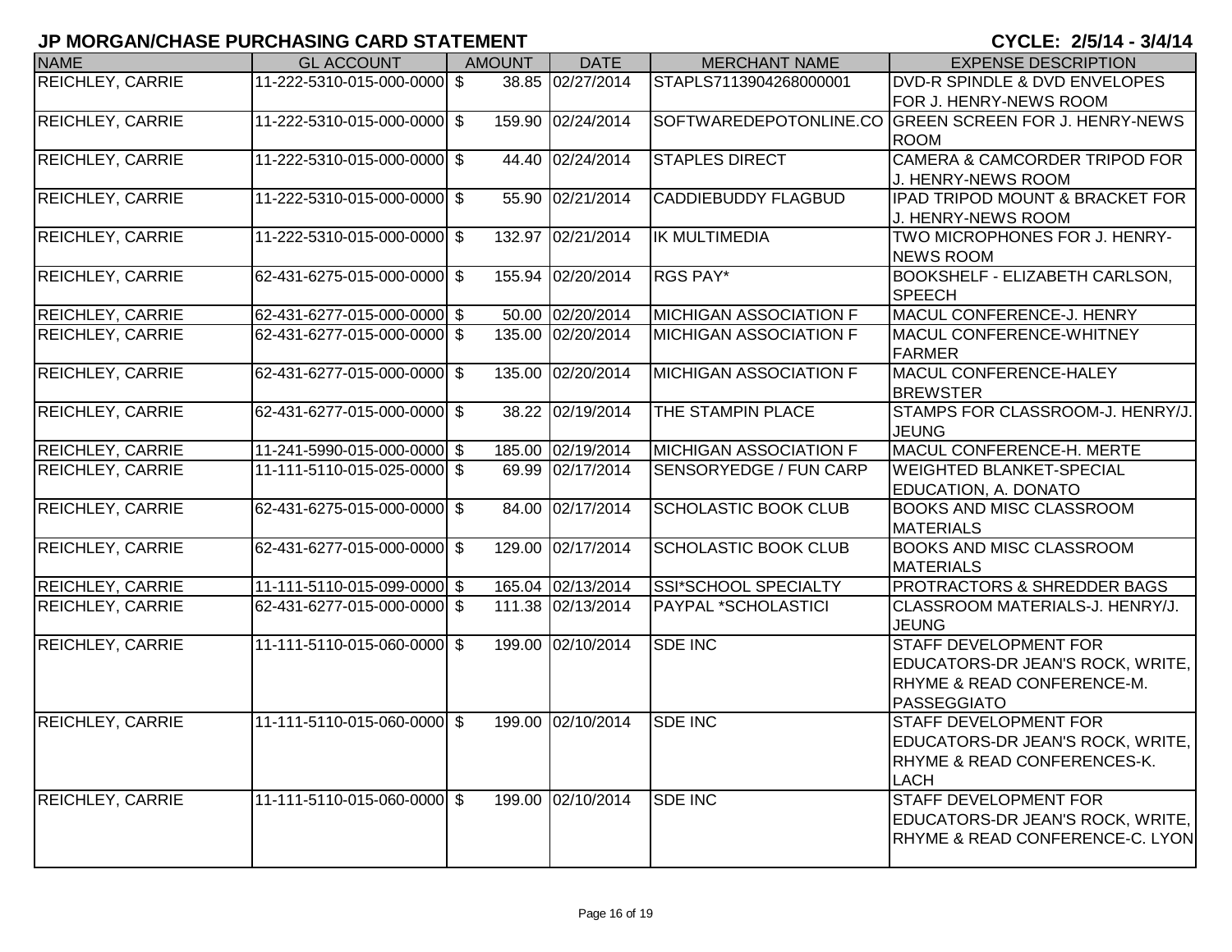## JP MORGAN/CHASE PURCHASING CARD STATEMENT

**CYCLE: 2/5/14 - 3/4/14**

| NAME | GL ACCOUNT | AMOUNT | DATE | MERCHANT NAME | EXPENSE DESCRIPTION |
|---|---|---|---|---|---|
| REICHLEY, CARRIE | 11-222-5310-015-000-0000 | $ 38.85 | 02/27/2014 | STAPLS7113904268000001 | DVD-R SPINDLE & DVD ENVELOPES FOR J. HENRY-NEWS ROOM |
| REICHLEY, CARRIE | 11-222-5310-015-000-0000 | $ 159.90 | 02/24/2014 | SOFTWAREDEPOTONLINE.CO | GREEN SCREEN FOR J. HENRY-NEWS ROOM |
| REICHLEY, CARRIE | 11-222-5310-015-000-0000 | $ 44.40 | 02/24/2014 | STAPLES DIRECT | CAMERA & CAMCORDER TRIPOD FOR J. HENRY-NEWS ROOM |
| REICHLEY, CARRIE | 11-222-5310-015-000-0000 | $ 55.90 | 02/21/2014 | CADDIEBUDDY FLAGBUD | IPAD TRIPOD MOUNT & BRACKET FOR J. HENRY-NEWS ROOM |
| REICHLEY, CARRIE | 11-222-5310-015-000-0000 | $ 132.97 | 02/21/2014 | IK MULTIMEDIA | TWO MICROPHONES FOR J. HENRY-NEWS ROOM |
| REICHLEY, CARRIE | 62-431-6275-015-000-0000 | $ 155.94 | 02/20/2014 | RGS PAY* | BOOKSHELF - ELIZABETH CARLSON, SPEECH |
| REICHLEY, CARRIE | 62-431-6277-015-000-0000 | $ 50.00 | 02/20/2014 | MICHIGAN ASSOCIATION F | MACUL CONFERENCE-J. HENRY |
| REICHLEY, CARRIE | 62-431-6277-015-000-0000 | $ 135.00 | 02/20/2014 | MICHIGAN ASSOCIATION F | MACUL CONFERENCE-WHITNEY FARMER |
| REICHLEY, CARRIE | 62-431-6277-015-000-0000 | $ 135.00 | 02/20/2014 | MICHIGAN ASSOCIATION F | MACUL CONFERENCE-HALEY BREWSTER |
| REICHLEY, CARRIE | 62-431-6277-015-000-0000 | $ 38.22 | 02/19/2014 | THE STAMPIN PLACE | STAMPS FOR CLASSROOM-J. HENRY/J. JEUNG |
| REICHLEY, CARRIE | 11-241-5990-015-000-0000 | $ 185.00 | 02/19/2014 | MICHIGAN ASSOCIATION F | MACUL CONFERENCE-H. MERTE |
| REICHLEY, CARRIE | 11-111-5110-015-025-0000 | $ 69.99 | 02/17/2014 | SENSORYEDGE / FUN CARP | WEIGHTED BLANKET-SPECIAL EDUCATION, A. DONATO |
| REICHLEY, CARRIE | 62-431-6275-015-000-0000 | $ 84.00 | 02/17/2014 | SCHOLASTIC BOOK CLUB | BOOKS AND MISC CLASSROOM MATERIALS |
| REICHLEY, CARRIE | 62-431-6277-015-000-0000 | $ 129.00 | 02/17/2014 | SCHOLASTIC BOOK CLUB | BOOKS AND MISC CLASSROOM MATERIALS |
| REICHLEY, CARRIE | 11-111-5110-015-099-0000 | $ 165.04 | 02/13/2014 | SSI*SCHOOL SPECIALTY | PROTRACTORS & SHREDDER BAGS |
| REICHLEY, CARRIE | 62-431-6277-015-000-0000 | $ 111.38 | 02/13/2014 | PAYPAL *SCHOLASTICI | CLASSROOM MATERIALS-J. HENRY/J. JEUNG |
| REICHLEY, CARRIE | 11-111-5110-015-060-0000 | $ 199.00 | 02/10/2014 | SDE INC | STAFF DEVELOPMENT FOR EDUCATORS-DR JEAN'S ROCK, WRITE, RHYME & READ CONFERENCE-M. PASSEGGIATO |
| REICHLEY, CARRIE | 11-111-5110-015-060-0000 | $ 199.00 | 02/10/2014 | SDE INC | STAFF DEVELOPMENT FOR EDUCATORS-DR JEAN'S ROCK, WRITE, RHYME & READ CONFERENCES-K. LACH |
| REICHLEY, CARRIE | 11-111-5110-015-060-0000 | $ 199.00 | 02/10/2014 | SDE INC | STAFF DEVELOPMENT FOR EDUCATORS-DR JEAN'S ROCK, WRITE, RHYME & READ CONFERENCE-C. LYON |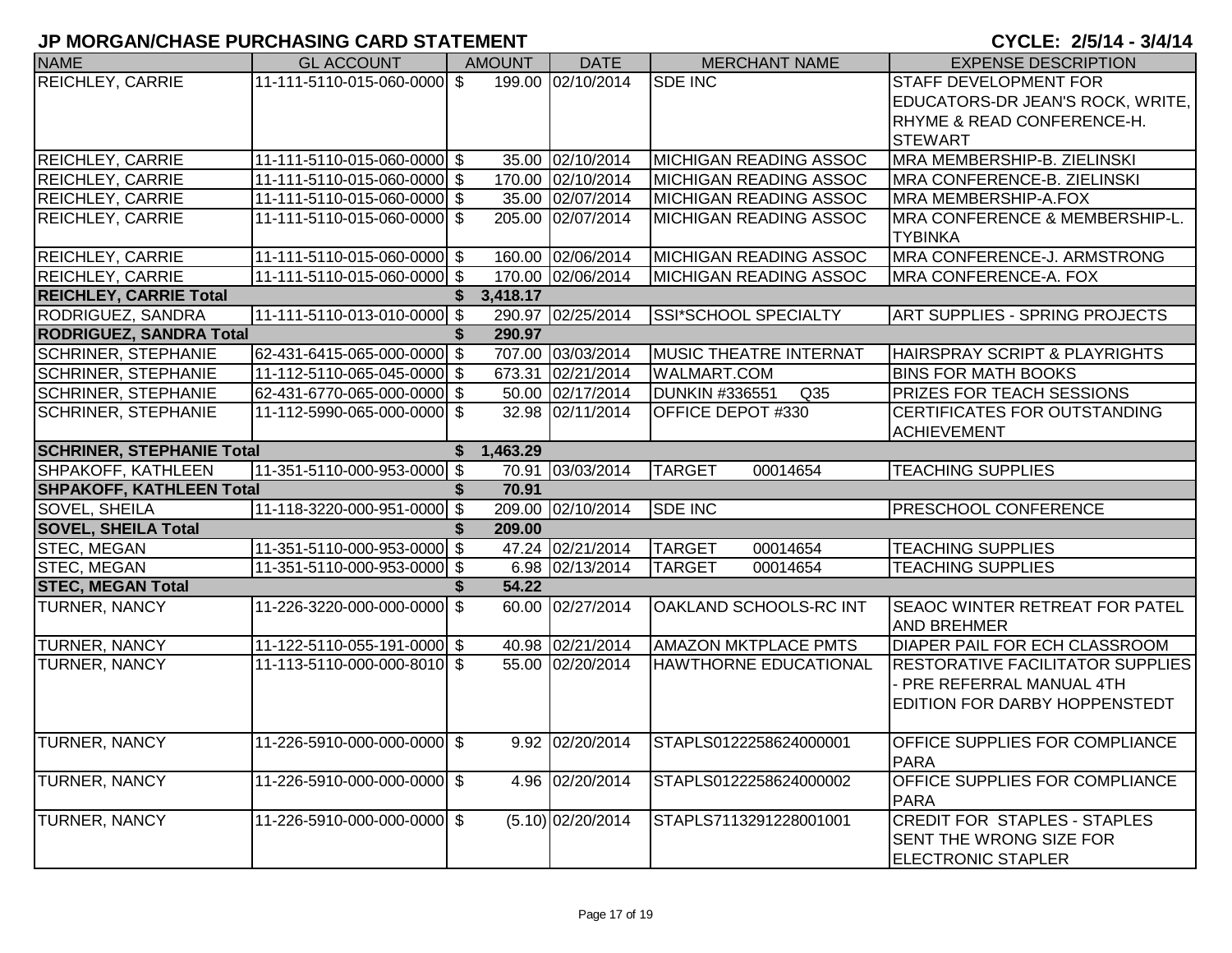# JP MORGAN/CHASE PURCHASING CARD STATEMENT

**CYCLE: 2/5/14 - 3/4/14**

| NAME | GL ACCOUNT | AMOUNT | DATE | MERCHANT NAME | EXPENSE DESCRIPTION |
|---|---|---|---|---|---|
| REICHLEY, CARRIE | 11-111-5110-015-060-0000 | $ 199.00 | 02/10/2014 | SDE INC | STAFF DEVELOPMENT FOR EDUCATORS-DR JEAN'S ROCK, WRITE, RHYME & READ CONFERENCE-H. STEWART |
| REICHLEY, CARRIE | 11-111-5110-015-060-0000 | $ 35.00 | 02/10/2014 | MICHIGAN READING ASSOC | MRA MEMBERSHIP-B. ZIELINSKI |
| REICHLEY, CARRIE | 11-111-5110-015-060-0000 | $ 170.00 | 02/10/2014 | MICHIGAN READING ASSOC | MRA CONFERENCE-B. ZIELINSKI |
| REICHLEY, CARRIE | 11-111-5110-015-060-0000 | $ 35.00 | 02/07/2014 | MICHIGAN READING ASSOC | MRA MEMBERSHIP-A.FOX |
| REICHLEY, CARRIE | 11-111-5110-015-060-0000 | $ 205.00 | 02/07/2014 | MICHIGAN READING ASSOC | MRA CONFERENCE & MEMBERSHIP-L. TYBINKA |
| REICHLEY, CARRIE | 11-111-5110-015-060-0000 | $ 160.00 | 02/06/2014 | MICHIGAN READING ASSOC | MRA CONFERENCE-J. ARMSTRONG |
| REICHLEY, CARRIE | 11-111-5110-015-060-0000 | $ 170.00 | 02/06/2014 | MICHIGAN READING ASSOC | MRA CONFERENCE-A. FOX |
| **REICHLEY, CARRIE Total** | | **$ 3,418.17** | | | |
| RODRIGUEZ, SANDRA | 11-111-5110-013-010-0000 | $ 290.97 | 02/25/2014 | SSI*SCHOOL SPECIALTY | ART SUPPLIES - SPRING PROJECTS |
| **RODRIGUEZ, SANDRA Total** | | **$ 290.97** | | | |
| SCHRINER, STEPHANIE | 62-431-6415-065-000-0000 | $ 707.00 | 03/03/2014 | MUSIC THEATRE INTERNAT | HAIRSPRAY SCRIPT & PLAYRIGHTS |
| SCHRINER, STEPHANIE | 11-112-5110-065-045-0000 | $ 673.31 | 02/21/2014 | WALMART.COM | BINS FOR MATH BOOKS |
| SCHRINER, STEPHANIE | 62-431-6770-065-000-0000 | $ 50.00 | 02/17/2014 | DUNKIN #336551 Q35 | PRIZES FOR TEACH SESSIONS |
| SCHRINER, STEPHANIE | 11-112-5990-065-000-0000 | $ 32.98 | 02/11/2014 | OFFICE DEPOT #330 | CERTIFICATES FOR OUTSTANDING ACHIEVEMENT |
| **SCHRINER, STEPHANIE Total** | | **$ 1,463.29** | | | |
| SHPAKOFF, KATHLEEN | 11-351-5110-000-953-0000 | $ 70.91 | 03/03/2014 | TARGET 00014654 | TEACHING SUPPLIES |
| **SHPAKOFF, KATHLEEN Total** | | **$ 70.91** | | | |
| SOVEL, SHEILA | 11-118-3220-000-951-0000 | $ 209.00 | 02/10/2014 | SDE INC | PRESCHOOL CONFERENCE |
| **SOVEL, SHEILA Total** | | **$ 209.00** | | | |
| STEC, MEGAN | 11-351-5110-000-953-0000 | $ 47.24 | 02/21/2014 | TARGET 00014654 | TEACHING SUPPLIES |
| STEC, MEGAN | 11-351-5110-000-953-0000 | $ 6.98 | 02/13/2014 | TARGET 00014654 | TEACHING SUPPLIES |
| **STEC, MEGAN Total** | | **$ 54.22** | | | |
| TURNER, NANCY | 11-226-3220-000-000-0000 | $ 60.00 | 02/27/2014 | OAKLAND SCHOOLS-RC INT | SEAOC WINTER RETREAT FOR PATEL AND BREHMER |
| TURNER, NANCY | 11-122-5110-055-191-0000 | $ 40.98 | 02/21/2014 | AMAZON MKTPLACE PMTS | DIAPER PAIL FOR ECH CLASSROOM |
| TURNER, NANCY | 11-113-5110-000-000-8010 | $ 55.00 | 02/20/2014 | HAWTHORNE EDUCATIONAL | RESTORATIVE FACILITATOR SUPPLIES - PRE REFERRAL MANUAL 4TH EDITION FOR DARBY HOPPENSTEDT |
| TURNER, NANCY | 11-226-5910-000-000-0000 | $ 9.92 | 02/20/2014 | STAPLS0122258624000001 | OFFICE SUPPLIES FOR COMPLIANCE PARA |
| TURNER, NANCY | 11-226-5910-000-000-0000 | $ 4.96 | 02/20/2014 | STAPLS0122258624000002 | OFFICE SUPPLIES FOR COMPLIANCE PARA |
| TURNER, NANCY | 11-226-5910-000-000-0000 | $ (5.10) | 02/20/2014 | STAPLS7113291228001001 | CREDIT FOR STAPLES - STAPLES SENT THE WRONG SIZE FOR ELECTRONIC STAPLER |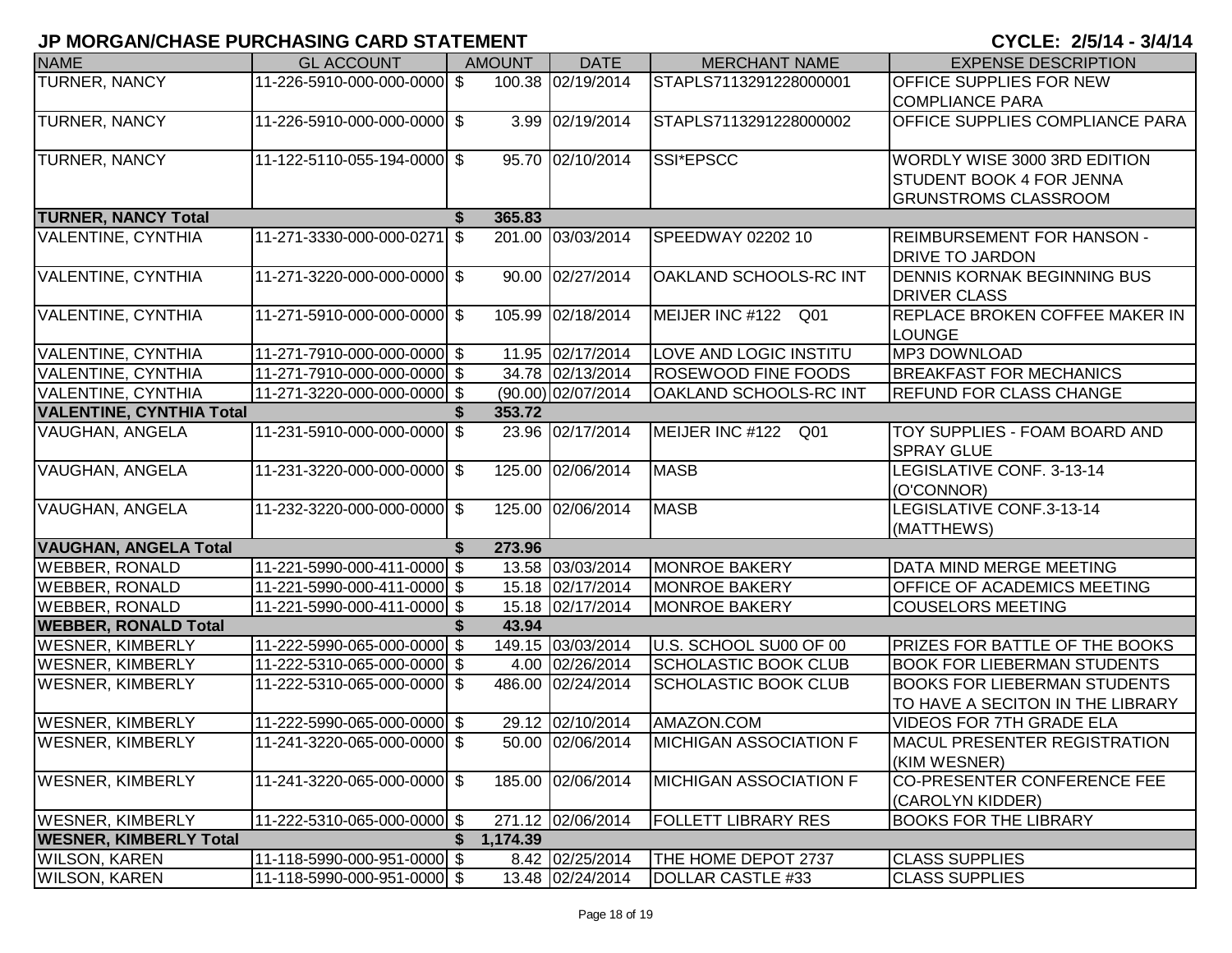# JP MORGAN/CHASE PURCHASING CARD STATEMENT

CYCLE: 2/5/14 - 3/4/14

| NAME | GL ACCOUNT | AMOUNT | DATE | MERCHANT NAME | EXPENSE DESCRIPTION |
|---|---|---|---|---|---|
| TURNER, NANCY | 11-226-5910-000-000-0000 | $ 100.38 | 02/19/2014 | STAPLS7113291228000001 | OFFICE SUPPLIES FOR NEW COMPLIANCE PARA |
| TURNER, NANCY | 11-226-5910-000-000-0000 | $ 3.99 | 02/19/2014 | STAPLS7113291228000002 | OFFICE SUPPLIES COMPLIANCE PARA |
| TURNER, NANCY | 11-122-5110-055-194-0000 | $ 95.70 | 02/10/2014 | SSI*EPSCC | WORDLY WISE 3000 3RD EDITION STUDENT BOOK 4 FOR JENNA GRUNSTROMS CLASSROOM |
| **TURNER, NANCY Total** | | **$ 365.83** | | | |
| VALENTINE, CYNTHIA | 11-271-3330-000-000-0271 | $ 201.00 | 03/03/2014 | SPEEDWAY 02202 10 | REIMBURSEMENT FOR HANSON - DRIVE TO JARDON |
| VALENTINE, CYNTHIA | 11-271-3220-000-000-0000 | $ 90.00 | 02/27/2014 | OAKLAND SCHOOLS-RC INT | DENNIS KORNAK BEGINNING BUS DRIVER CLASS |
| VALENTINE, CYNTHIA | 11-271-5910-000-000-0000 | $ 105.99 | 02/18/2014 | MEIJER INC #122 Q01 | REPLACE BROKEN COFFEE MAKER IN LOUNGE |
| VALENTINE, CYNTHIA | 11-271-7910-000-000-0000 | $ 11.95 | 02/17/2014 | LOVE AND LOGIC INSTITU | MP3 DOWNLOAD |
| VALENTINE, CYNTHIA | 11-271-7910-000-000-0000 | $ 34.78 | 02/13/2014 | ROSEWOOD FINE FOODS | BREAKFAST FOR MECHANICS |
| VALENTINE, CYNTHIA | 11-271-3220-000-000-0000 | $ (90.00) | 02/07/2014 | OAKLAND SCHOOLS-RC INT | REFUND FOR CLASS CHANGE |
| **VALENTINE, CYNTHIA Total** | | **$ 353.72** | | | |
| VAUGHAN, ANGELA | 11-231-5910-000-000-0000 | $ 23.96 | 02/17/2014 | MEIJER INC #122 Q01 | TOY SUPPLIES - FOAM BOARD AND SPRAY GLUE |
| VAUGHAN, ANGELA | 11-231-3220-000-000-0000 | $ 125.00 | 02/06/2014 | MASB | LEGISLATIVE CONF. 3-13-14 (O'CONNOR) |
| VAUGHAN, ANGELA | 11-232-3220-000-000-0000 | $ 125.00 | 02/06/2014 | MASB | LEGISLATIVE CONF.3-13-14 (MATTHEWS) |
| **VAUGHAN, ANGELA Total** | | **$ 273.96** | | | |
| WEBBER, RONALD | 11-221-5990-000-411-0000 | $ 13.58 | 03/03/2014 | MONROE BAKERY | DATA MIND MERGE MEETING |
| WEBBER, RONALD | 11-221-5990-000-411-0000 | $ 15.18 | 02/17/2014 | MONROE BAKERY | OFFICE OF ACADEMICS MEETING |
| WEBBER, RONALD | 11-221-5990-000-411-0000 | $ 15.18 | 02/17/2014 | MONROE BAKERY | COUSELORS MEETING |
| **WEBBER, RONALD Total** | | **$ 43.94** | | | |
| WESNER, KIMBERLY | 11-222-5990-065-000-0000 | $ 149.15 | 03/03/2014 | U.S. SCHOOL SU00 OF 00 | PRIZES FOR BATTLE OF THE BOOKS |
| WESNER, KIMBERLY | 11-222-5310-065-000-0000 | $ 4.00 | 02/26/2014 | SCHOLASTIC BOOK CLUB | BOOK FOR LIEBERMAN STUDENTS |
| WESNER, KIMBERLY | 11-222-5310-065-000-0000 | $ 486.00 | 02/24/2014 | SCHOLASTIC BOOK CLUB | BOOKS FOR LIEBERMAN STUDENTS TO HAVE A SECITON IN THE LIBRARY |
| WESNER, KIMBERLY | 11-222-5990-065-000-0000 | $ 29.12 | 02/10/2014 | AMAZON.COM | VIDEOS FOR 7TH GRADE ELA |
| WESNER, KIMBERLY | 11-241-3220-065-000-0000 | $ 50.00 | 02/06/2014 | MICHIGAN ASSOCIATION F | MACUL PRESENTER REGISTRATION (KIM WESNER) |
| WESNER, KIMBERLY | 11-241-3220-065-000-0000 | $ 185.00 | 02/06/2014 | MICHIGAN ASSOCIATION F | CO-PRESENTER CONFERENCE FEE (CAROLYN KIDDER) |
| WESNER, KIMBERLY | 11-222-5310-065-000-0000 | $ 271.12 | 02/06/2014 | FOLLETT LIBRARY RES | BOOKS FOR THE LIBRARY |
| **WESNER, KIMBERLY Total** | | **$ 1,174.39** | | | |
| WILSON, KAREN | 11-118-5990-000-951-0000 | $ 8.42 | 02/25/2014 | THE HOME DEPOT 2737 | CLASS SUPPLIES |
| WILSON, KAREN | 11-118-5990-000-951-0000 | $ 13.48 | 02/24/2014 | DOLLAR CASTLE #33 | CLASS SUPPLIES |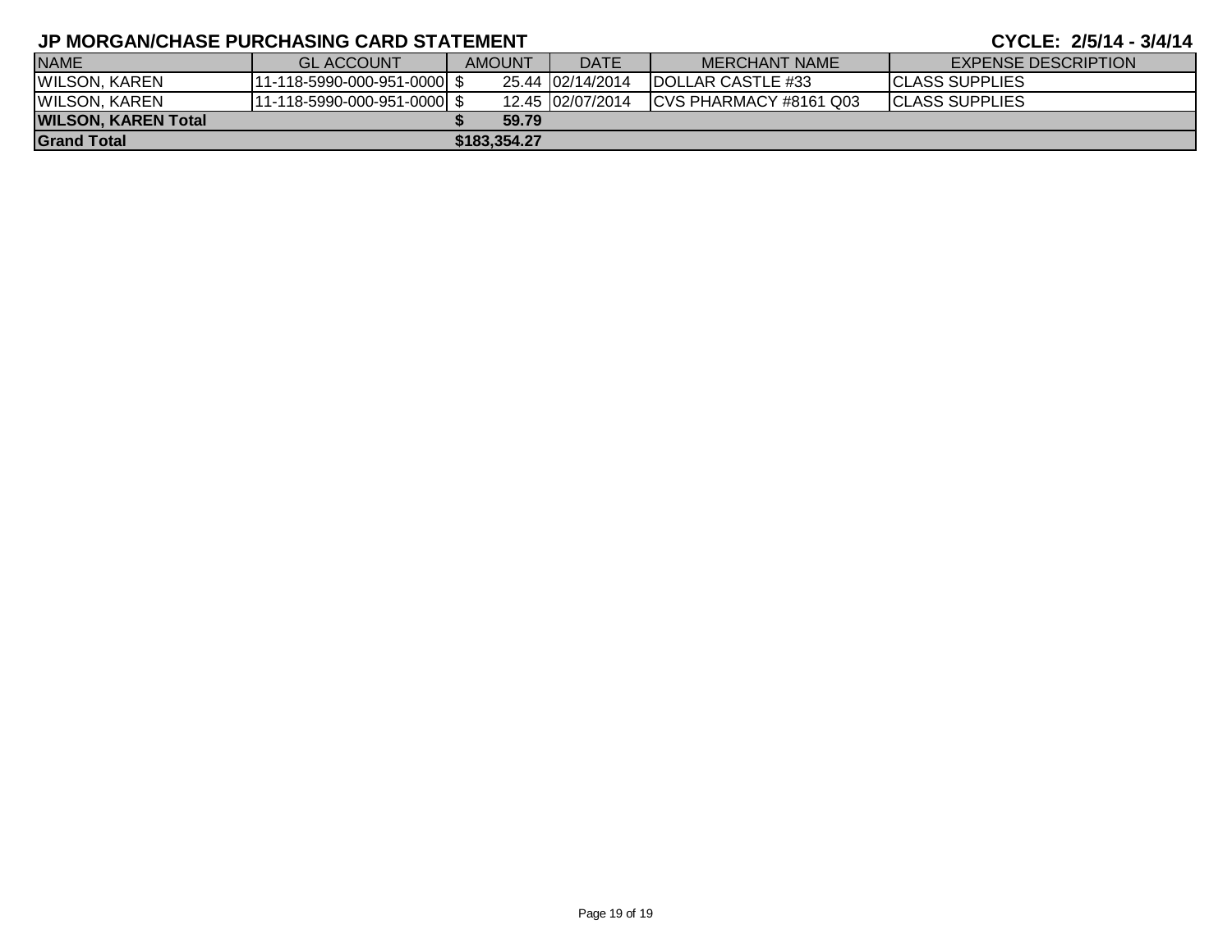## JP MORGAN/CHASE PURCHASING CARD STATEMENT

**CYCLE: 2/5/14 - 3/4/14**

| NAME | GL ACCOUNT | AMOUNT | DATE | MERCHANT NAME | EXPENSE DESCRIPTION |
|---|---|---|---|---|---|
| WILSON, KAREN | 11-118-5990-000-951-0000 | $ 25.44 | 02/14/2014 | DOLLAR CASTLE #33 | CLASS SUPPLIES |
| WILSON, KAREN | 11-118-5990-000-951-0000 | $ 12.45 | 02/07/2014 | CVS PHARMACY #8161 Q03 | CLASS SUPPLIES |
| **WILSON, KAREN Total** | | **$ 59.79** | | | |
| **Grand Total** | | **$183,354.27** | | | |